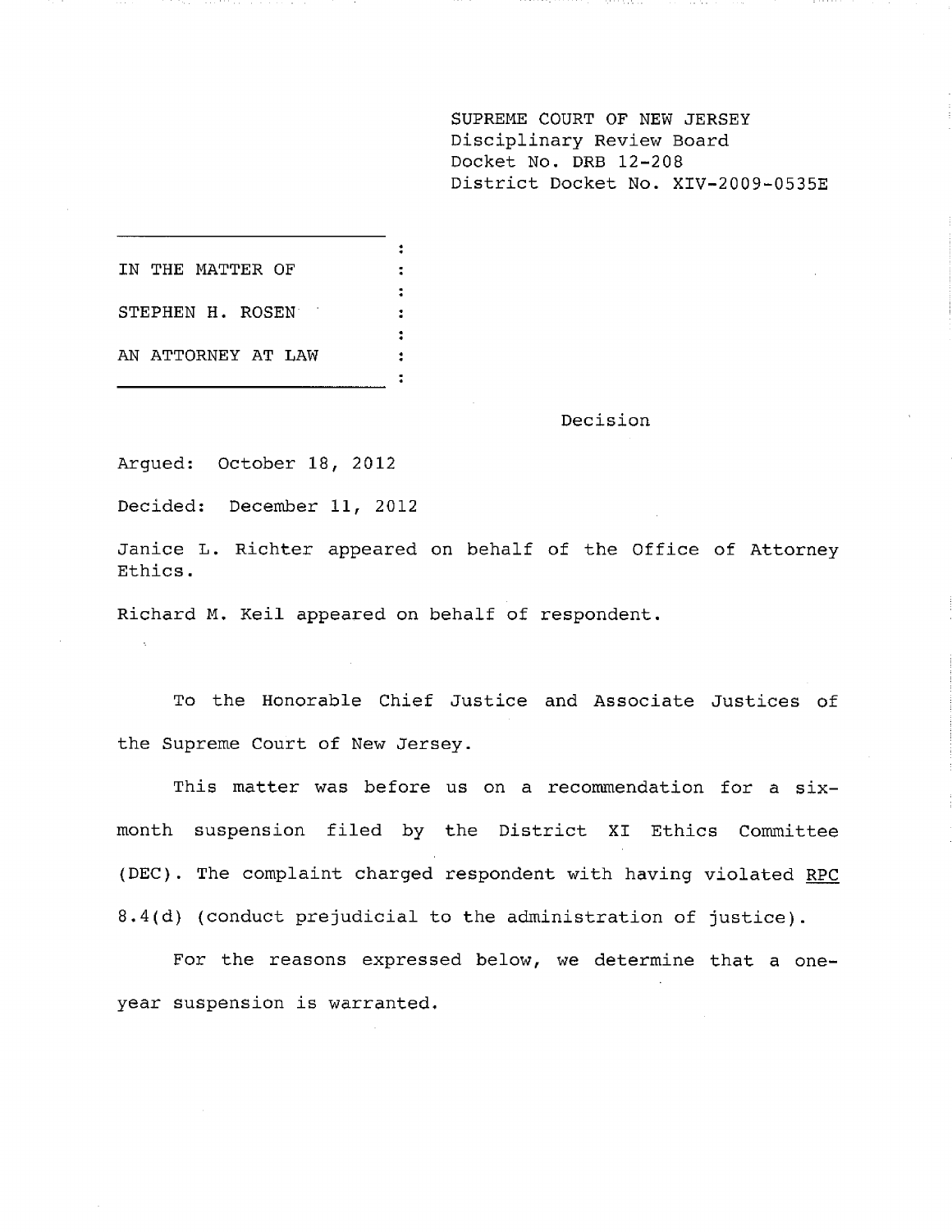SUPREME COURT OF NEW JERSEY
Disciplinary Review Board
Docket No. DRB 12-208
District Docket No. XIV-2009-0535E

IN THE MATTER OF

STEPHEN H. ROSEN

AN ATTORNEY AT LAW

Decision

Argued: October 18, 2012

Decided: December 11, 2012

Janice L. Richter appeared on behalf of the Office of Attorney Ethics.

Richard M. Keil appeared on behalf of respondent.

To the Honorable Chief Justice and Associate Justices of the Supreme Court of New Jersey.

This matter was before us on a recommendation for a six-month suspension filed by the District XI Ethics Committee (DEC). The complaint charged respondent with having violated <u>RPC</u> 8.4(d) (conduct prejudicial to the administration of justice).

For the reasons expressed below, we determine that a one-year suspension is warranted.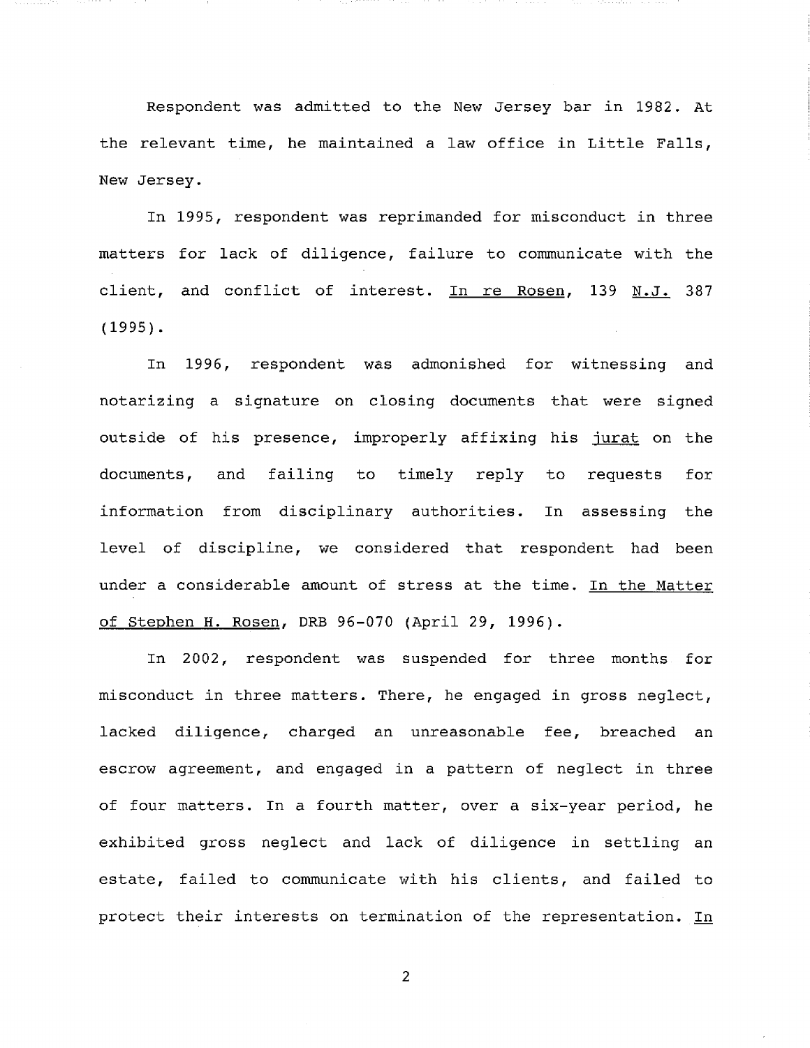Respondent was admitted to the New Jersey bar in 1982. At the relevant time, he maintained a law office in Little Falls, New Jersey.

In 1995, respondent was reprimanded for misconduct in three matters for lack of diligence, failure to communicate with the client, and conflict of interest. In re Rosen, 139 N.J. 387 (1995).

In 1996, respondent was admonished for witnessing and notarizing a signature on closing documents that were signed outside of his presence, improperly affixing his *jurat* on the documents, and failing to timely reply to requests for information from disciplinary authorities. In assessing the level of discipline, we considered that respondent had been under a considerable amount of stress at the time. In the Matter of Stephen H. Rosen, DRB 96-070 (April 29, 1996).

In 2002, respondent was suspended for three months for misconduct in three matters. There, he engaged in gross neglect, lacked diligence, charged an unreasonable fee, breached an escrow agreement, and engaged in a pattern of neglect in three of four matters. In a fourth matter, over a six-year period, he exhibited gross neglect and lack of diligence in settling an estate, failed to communicate with his clients, and failed to protect their interests on termination of the representation. In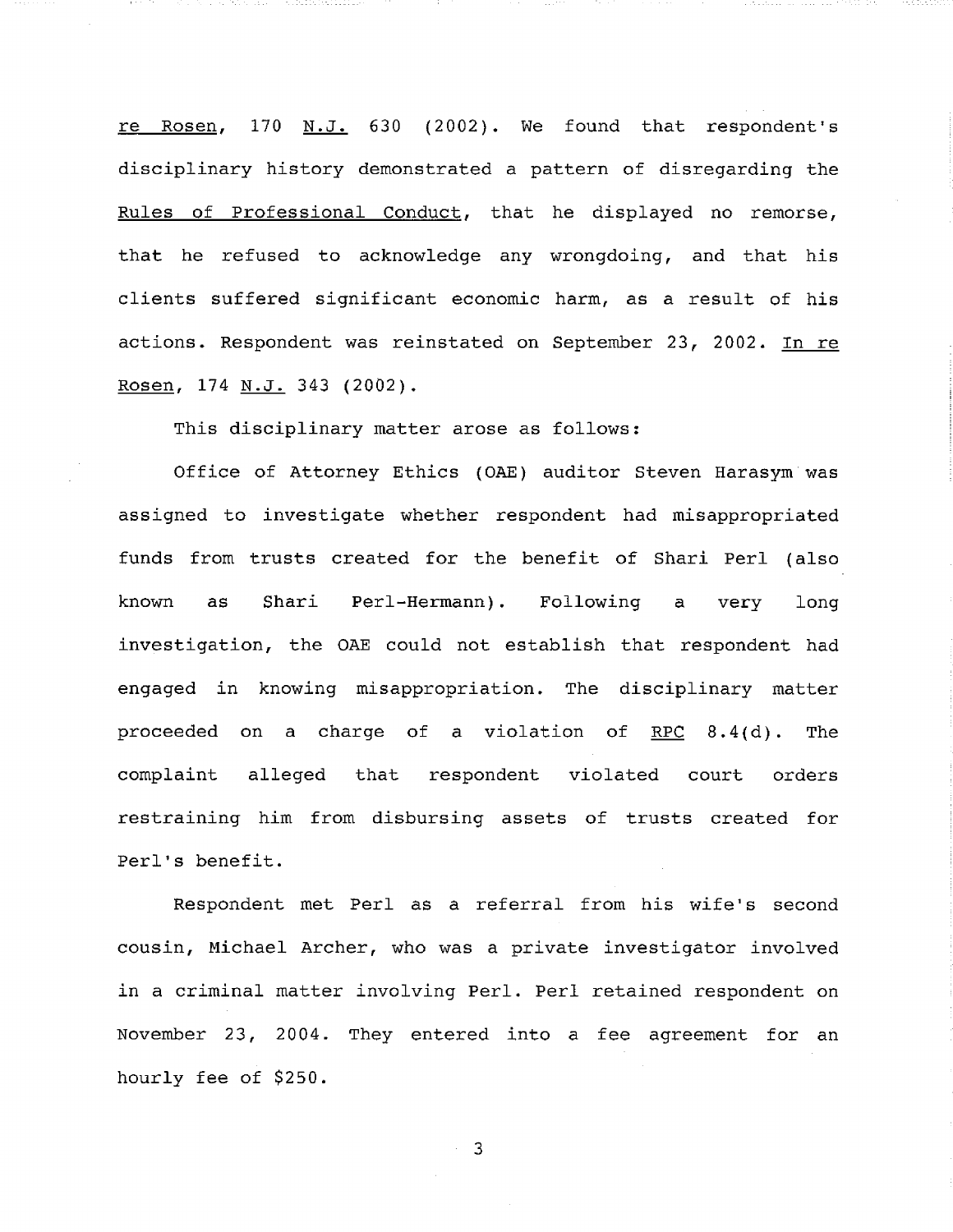re Rosen, 170 N.J. 630 (2002). We found that respondent's disciplinary history demonstrated a pattern of disregarding the Rules of Professional Conduct, that he displayed no remorse, that he refused to acknowledge any wrongdoing, and that his clients suffered significant economic harm, as a result of his actions. Respondent was reinstated on September 23, 2002. In re Rosen, 174 N.J. 343 (2002).

This disciplinary matter arose as follows:

Office of Attorney Ethics (OAE) auditor Steven Harasym was assigned to investigate whether respondent had misappropriated funds from trusts created for the benefit of Shari Perl (also known as Shari Perl-Hermann). Following a very long investigation, the OAE could not establish that respondent had engaged in knowing misappropriation. The disciplinary matter proceeded on a charge of a violation of RPC 8.4(d). The complaint alleged that respondent violated court orders restraining him from disbursing assets of trusts created for Perl's benefit.

Respondent met Perl as a referral from his wife's second cousin, Michael Archer, who was a private investigator involved in a criminal matter involving Perl. Perl retained respondent on November 23, 2004. They entered into a fee agreement for an hourly fee of $250.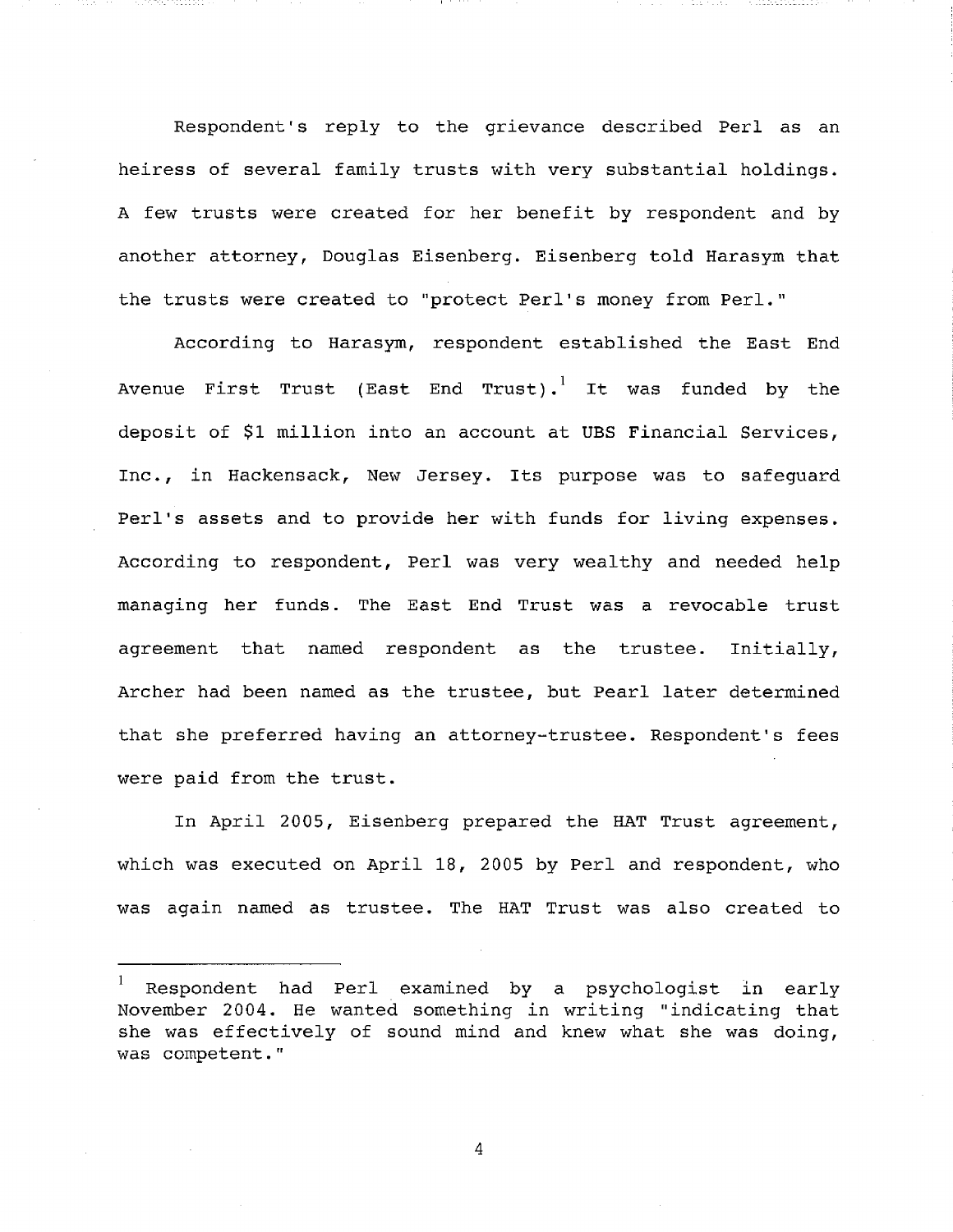Respondent's reply to the grievance described Perl as an heiress of several family trusts with very substantial holdings. A few trusts were created for her benefit by respondent and by another attorney, Douglas Eisenberg. Eisenberg told Harasym that the trusts were created to "protect Perl's money from Perl."

According to Harasym, respondent established the East End Avenue First Trust (East End Trust).[1] It was funded by the deposit of $1 million into an account at UBS Financial Services, Inc., in Hackensack, New Jersey. Its purpose was to safeguard Perl's assets and to provide her with funds for living expenses. According to respondent, Perl was very wealthy and needed help managing her funds. The East End Trust was a revocable trust agreement that named respondent as the trustee. Initially, Archer had been named as the trustee, but Pearl later determined that she preferred having an attorney-trustee. Respondent's fees were paid from the trust.

In April 2005, Eisenberg prepared the HAT Trust agreement, which was executed on April 18, 2005 by Perl and respondent, who was again named as trustee. The HAT Trust was also created to

---

[1] Respondent had Perl examined by a psychologist in early November 2004. He wanted something in writing "indicating that she was effectively of sound mind and knew what she was doing, was competent."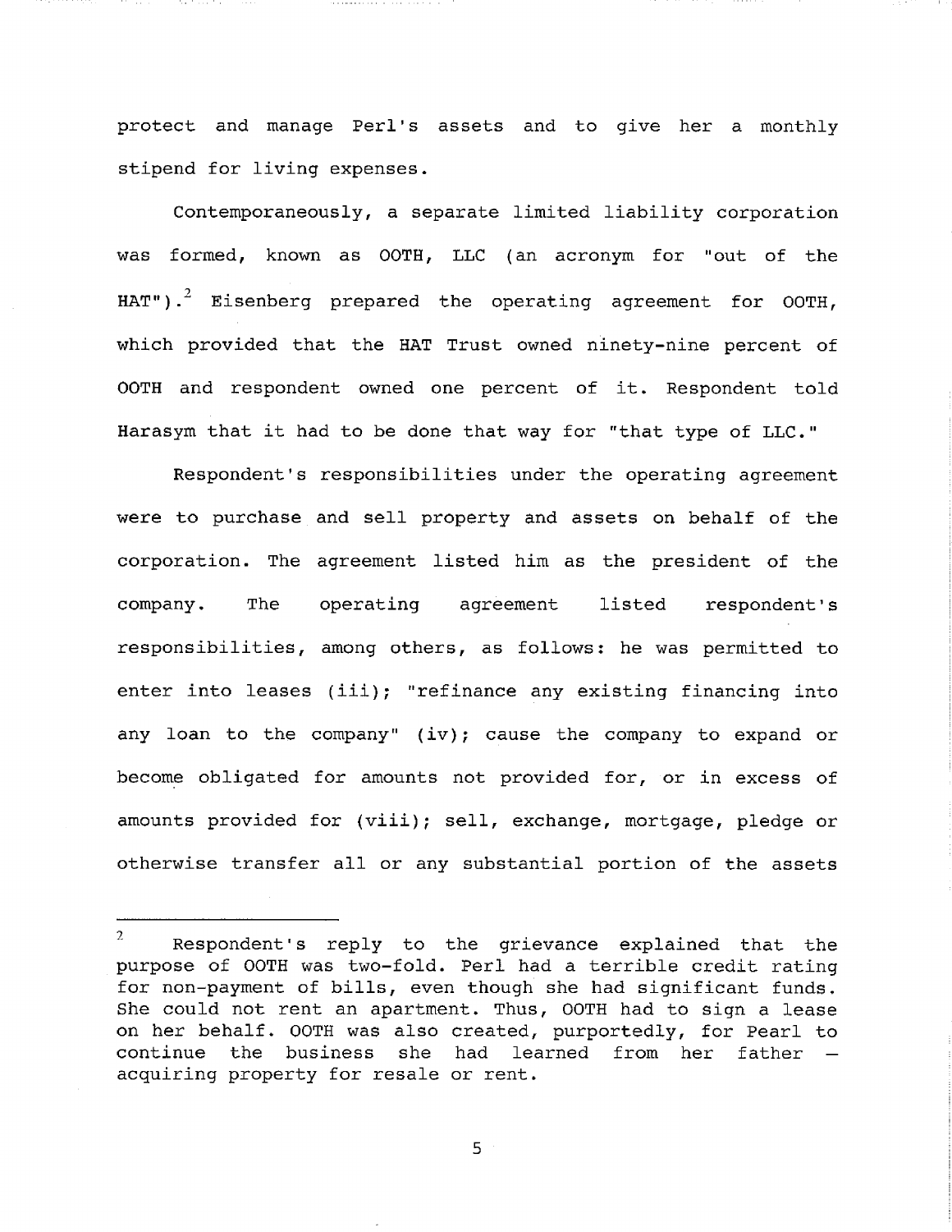protect and manage Perl's assets and to give her a monthly stipend for living expenses.

Contemporaneously, a separate limited liability corporation was formed, known as OOTH, LLC (an acronym for "out of the HAT").[2] Eisenberg prepared the operating agreement for OOTH, which provided that the HAT Trust owned ninety-nine percent of OOTH and respondent owned one percent of it. Respondent told Harasym that it had to be done that way for "that type of LLC."

Respondent's responsibilities under the operating agreement were to purchase and sell property and assets on behalf of the corporation. The agreement listed him as the president of the company. The operating agreement listed respondent's responsibilities, among others, as follows: he was permitted to enter into leases (iii); "refinance any existing financing into any loan to the company" (iv); cause the company to expand or become obligated for amounts not provided for, or in excess of amounts provided for (viii); sell, exchange, mortgage, pledge or otherwise transfer all or any substantial portion of the assets

---

[2] Respondent's reply to the grievance explained that the purpose of OOTH was two-fold. Perl had a terrible credit rating for non-payment of bills, even though she had significant funds. She could not rent an apartment. Thus, OOTH had to sign a lease on her behalf. OOTH was also created, purportedly, for Pearl to continue the business she had learned from her father – acquiring property for resale or rent.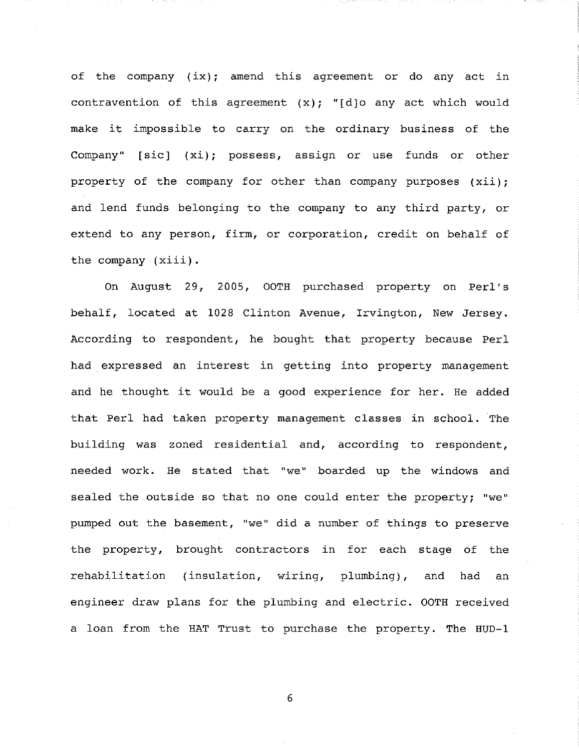of the company (ix); amend this agreement or do any act in contravention of this agreement (x); "[d]o any act which would make it impossible to carry on the ordinary business of the Company" [sic] (xi); possess, assign or use funds or other property of the company for other than company purposes (xii); and lend funds belonging to the company to any third party, or extend to any person, firm, or corporation, credit on behalf of the company (xiii).

On August 29, 2005, OOTH purchased property on Perl's behalf, located at 1028 Clinton Avenue, Irvington, New Jersey. According to respondent, he bought that property because Perl had expressed an interest in getting into property management and he thought it would be a good experience for her. He added that Perl had taken property management classes in school. The building was zoned residential and, according to respondent, needed work. He stated that "we" boarded up the windows and sealed the outside so that no one could enter the property; "we" pumped out the basement, "we" did a number of things to preserve the property, brought contractors in for each stage of the rehabilitation (insulation, wiring, plumbing), and had an engineer draw plans for the plumbing and electric. OOTH received a loan from the HAT Trust to purchase the property. The HUD-1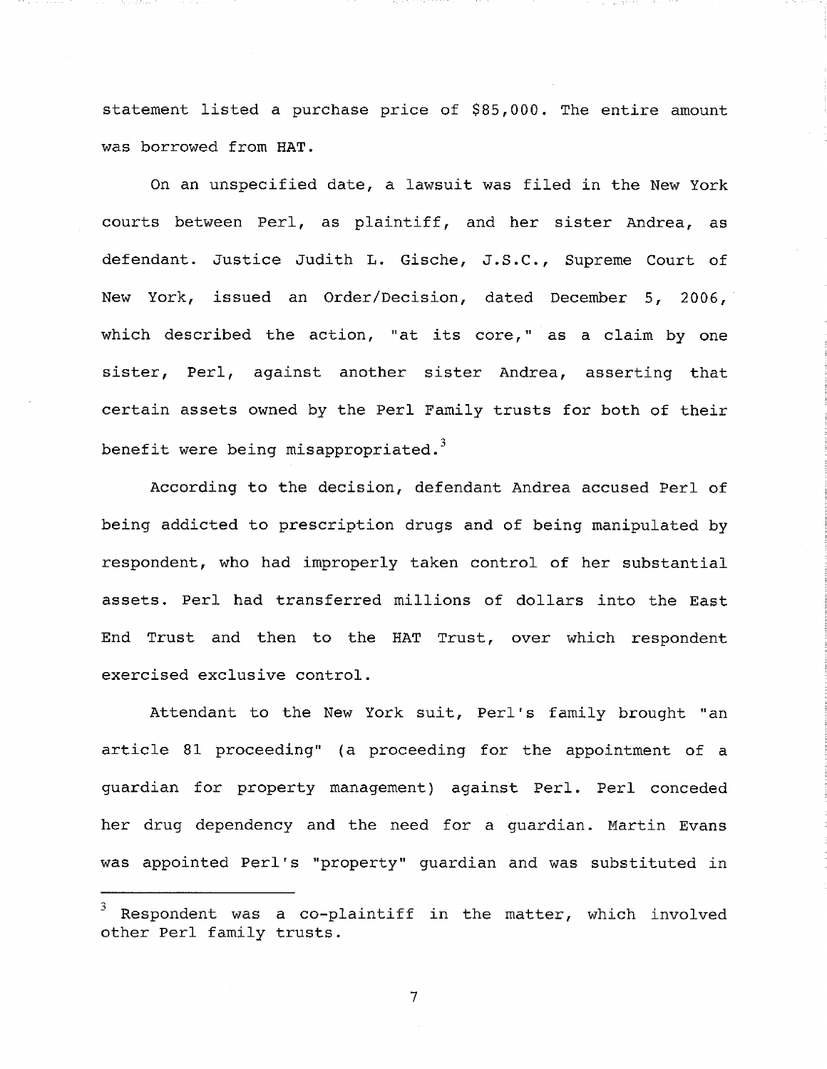statement listed a purchase price of $85,000. The entire amount was borrowed from HAT.

On an unspecified date, a lawsuit was filed in the New York courts between Perl, as plaintiff, and her sister Andrea, as defendant. Justice Judith L. Gische, J.S.C., Supreme Court of New York, issued an Order/Decision, dated December 5, 2006, which described the action, "at its core," as a claim by one sister, Perl, against another sister Andrea, asserting that certain assets owned by the Perl Family trusts for both of their benefit were being misappropriated.[3]

According to the decision, defendant Andrea accused Perl of being addicted to prescription drugs and of being manipulated by respondent, who had improperly taken control of her substantial assets. Perl had transferred millions of dollars into the East End Trust and then to the HAT Trust, over which respondent exercised exclusive control.

Attendant to the New York suit, Perl's family brought "an article 81 proceeding" (a proceeding for the appointment of a guardian for property management) against Perl. Perl conceded her drug dependency and the need for a guardian. Martin Evans was appointed Perl's "property" guardian and was substituted in

---

[3] Respondent was a co-plaintiff in the matter, which involved other Perl family trusts.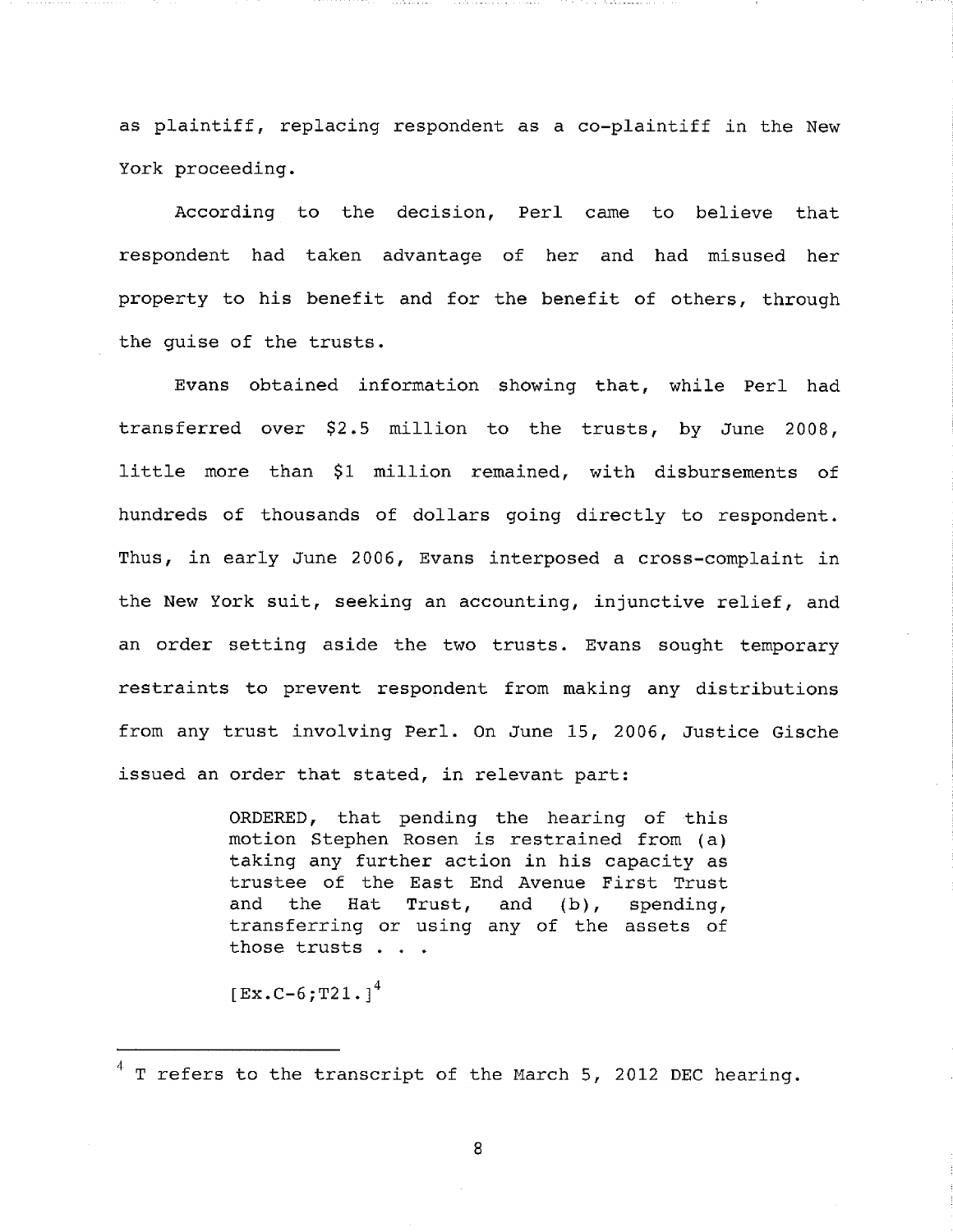as plaintiff, replacing respondent as a co-plaintiff in the New York proceeding.

According to the decision, Perl came to believe that respondent had taken advantage of her and had misused her property to his benefit and for the benefit of others, through the guise of the trusts.

Evans obtained information showing that, while Perl had transferred over $2.5 million to the trusts, by June 2008, little more than $1 million remained, with disbursements of hundreds of thousands of dollars going directly to respondent. Thus, in early June 2006, Evans interposed a cross-complaint in the New York suit, seeking an accounting, injunctive relief, and an order setting aside the two trusts. Evans sought temporary restraints to prevent respondent from making any distributions from any trust involving Perl. On June 15, 2006, Justice Gische issued an order that stated, in relevant part:

> ORDERED, that pending the hearing of this motion Stephen Rosen is restrained from (a) taking any further action in his capacity as trustee of the East End Avenue First Trust and the Hat Trust, and (b), spending, transferring or using any of the assets of those trusts . . .
>
> [Ex.C-6;T21.][4]

---

[4] T refers to the transcript of the March 5, 2012 DEC hearing.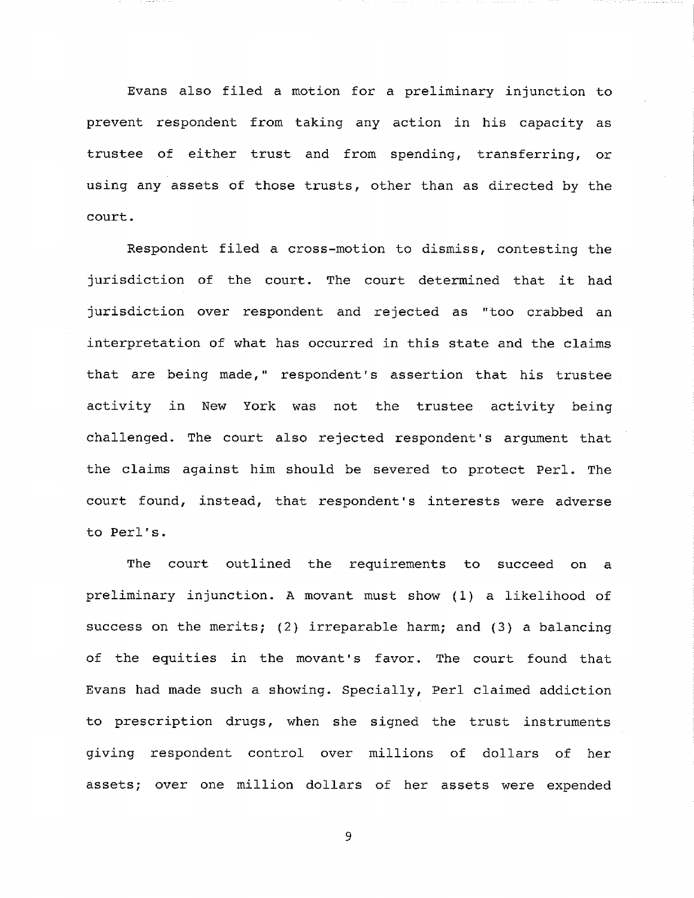Evans also filed a motion for a preliminary injunction to prevent respondent from taking any action in his capacity as trustee of either trust and from spending, transferring, or using any assets of those trusts, other than as directed by the court.

Respondent filed a cross-motion to dismiss, contesting the jurisdiction of the court. The court determined that it had jurisdiction over respondent and rejected as "too crabbed an interpretation of what has occurred in this state and the claims that are being made," respondent's assertion that his trustee activity in New York was not the trustee activity being challenged. The court also rejected respondent's argument that the claims against him should be severed to protect Perl. The court found, instead, that respondent's interests were adverse to Perl's.

The court outlined the requirements to succeed on a preliminary injunction. A movant must show (1) a likelihood of success on the merits; (2) irreparable harm; and (3) a balancing of the equities in the movant's favor. The court found that Evans had made such a showing. Specially, Perl claimed addiction to prescription drugs, when she signed the trust instruments giving respondent control over millions of dollars of her assets; over one million dollars of her assets were expended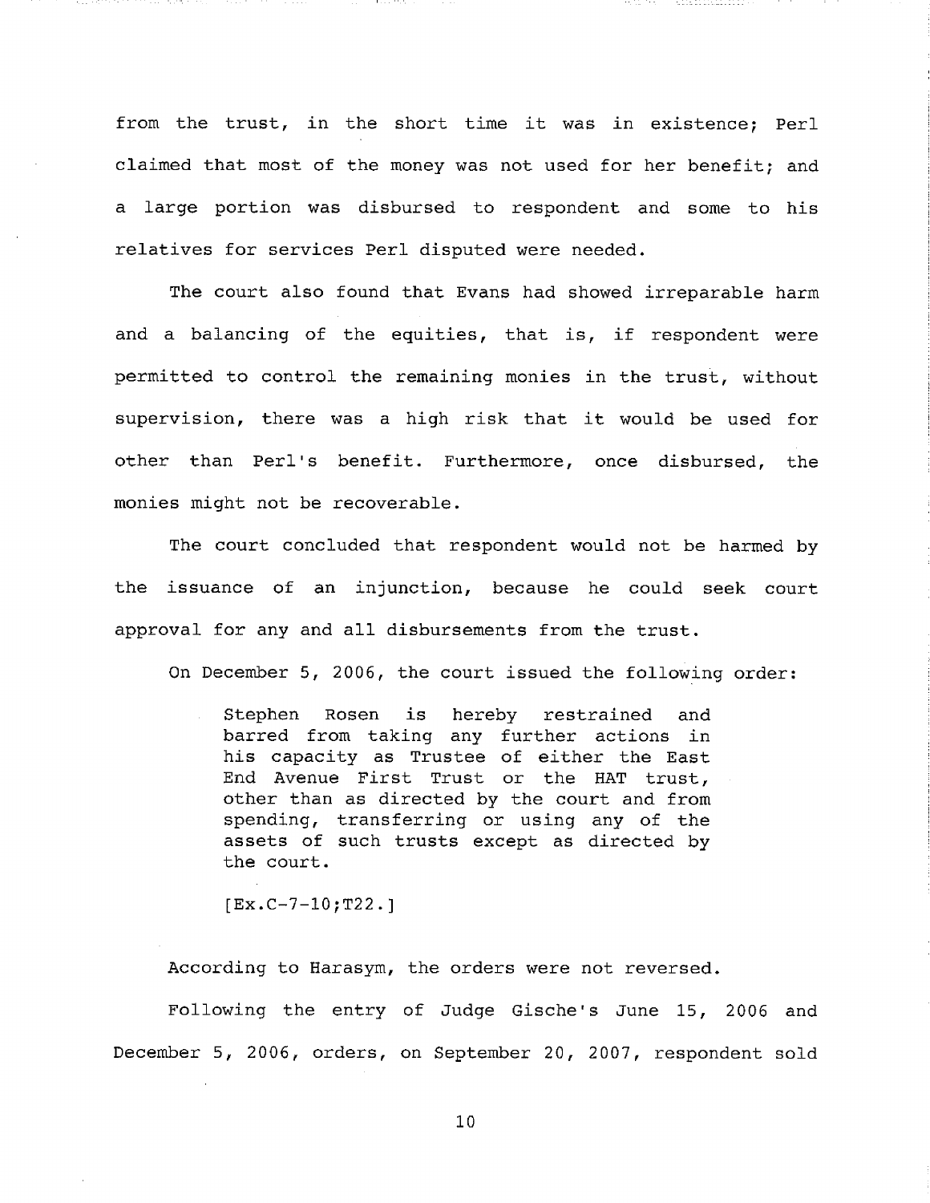from the trust, in the short time it was in existence; Perl claimed that most of the money was not used for her benefit; and a large portion was disbursed to respondent and some to his relatives for services Perl disputed were needed.

The court also found that Evans had showed irreparable harm and a balancing of the equities, that is, if respondent were permitted to control the remaining monies in the trust, without supervision, there was a high risk that it would be used for other than Perl's benefit. Furthermore, once disbursed, the monies might not be recoverable.

The court concluded that respondent would not be harmed by the issuance of an injunction, because he could seek court approval for any and all disbursements from the trust.

On December 5, 2006, the court issued the following order:

> Stephen Rosen is hereby restrained and barred from taking any further actions in his capacity as Trustee of either the East End Avenue First Trust or the HAT trust, other than as directed by the court and from spending, transferring or using any of the assets of such trusts except as directed by the court.
>
> [Ex.C-7-10;T22.]

According to Harasym, the orders were not reversed.

Following the entry of Judge Gische's June 15, 2006 and December 5, 2006, orders, on September 20, 2007, respondent sold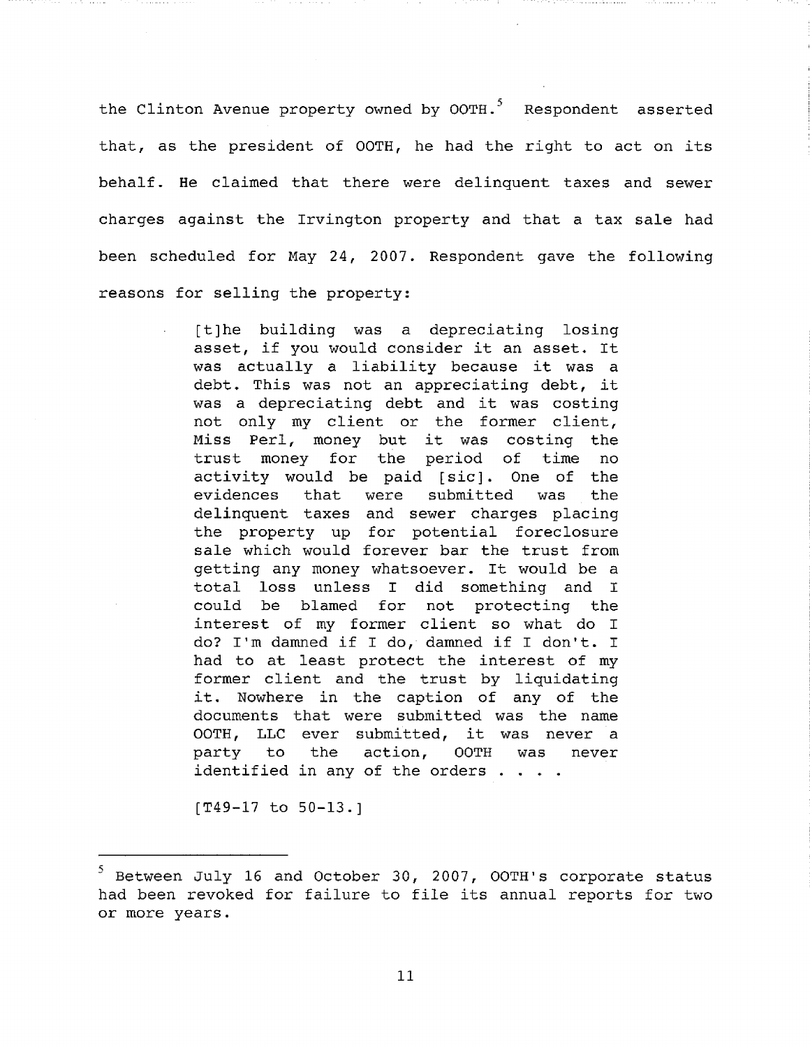the Clinton Avenue property owned by OOTH.[5] Respondent asserted that, as the president of OOTH, he had the right to act on its behalf. He claimed that there were delinquent taxes and sewer charges against the Irvington property and that a tax sale had been scheduled for May 24, 2007. Respondent gave the following reasons for selling the property:

> [t]he building was a depreciating losing asset, if you would consider it an asset. It was actually a liability because it was a debt. This was not an appreciating debt, it was a depreciating debt and it was costing not only my client or the former client, Miss Perl, money but it was costing the trust money for the period of time no activity would be paid [sic]. One of the evidences that were submitted was the delinquent taxes and sewer charges placing the property up for potential foreclosure sale which would forever bar the trust from getting any money whatsoever. It would be a total loss unless I did something and I could be blamed for not protecting the interest of my former client so what do I do? I'm damned if I do, damned if I don't. I had to at least protect the interest of my former client and the trust by liquidating it. Nowhere in the caption of any of the documents that were submitted was the name OOTH, LLC ever submitted, it was never a party to the action, OOTH was never identified in any of the orders . . . .
>
> [T49-17 to 50-13.]

---

[5] Between July 16 and October 30, 2007, OOTH's corporate status had been revoked for failure to file its annual reports for two or more years.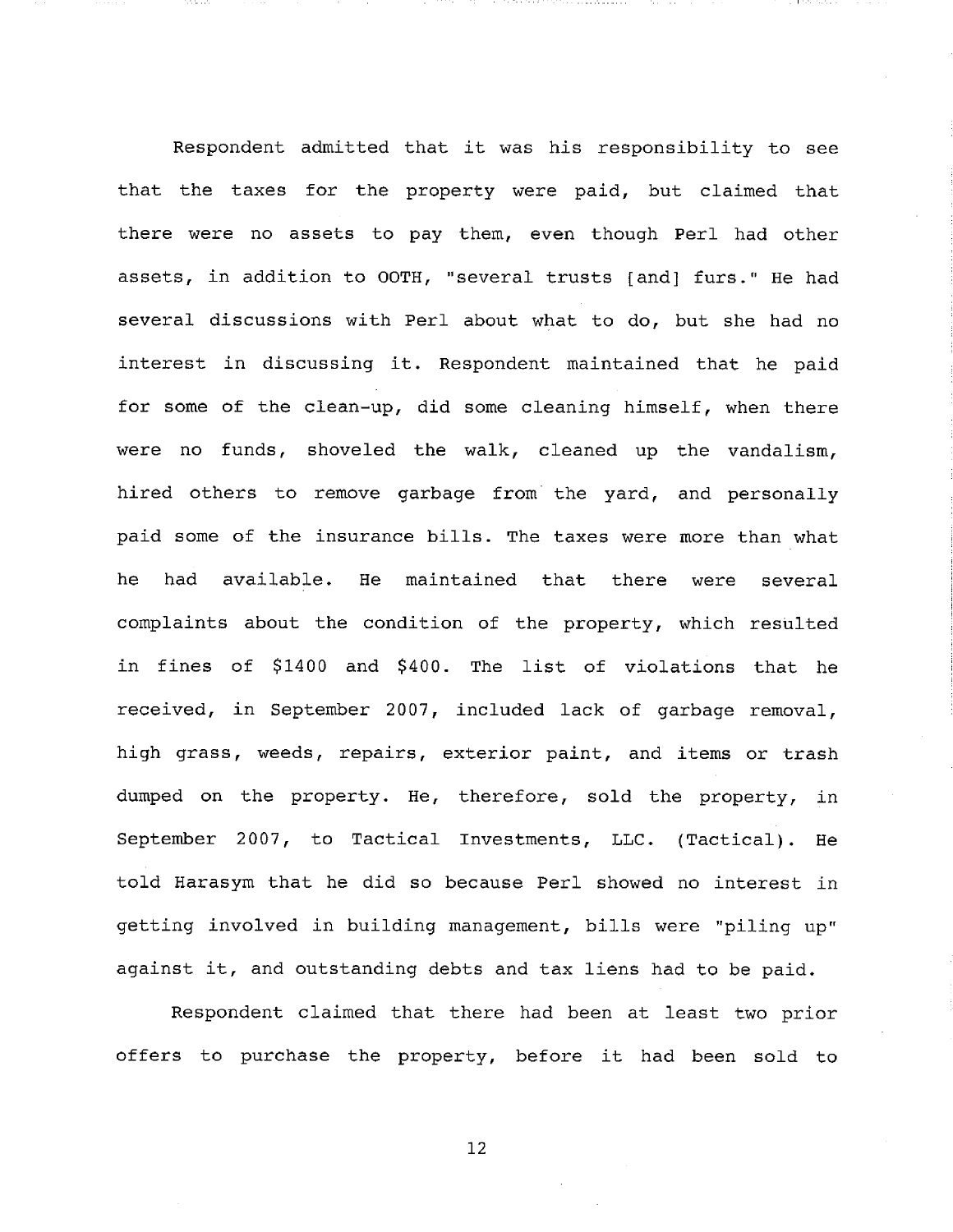Respondent admitted that it was his responsibility to see that the taxes for the property were paid, but claimed that there were no assets to pay them, even though Perl had other assets, in addition to OOTH, "several trusts [and] furs." He had several discussions with Perl about what to do, but she had no interest in discussing it. Respondent maintained that he paid for some of the clean-up, did some cleaning himself, when there were no funds, shoveled the walk, cleaned up the vandalism, hired others to remove garbage from the yard, and personally paid some of the insurance bills. The taxes were more than what he had available. He maintained that there were several complaints about the condition of the property, which resulted in fines of $1400 and $400. The list of violations that he received, in September 2007, included lack of garbage removal, high grass, weeds, repairs, exterior paint, and items or trash dumped on the property. He, therefore, sold the property, in September 2007, to Tactical Investments, LLC. (Tactical). He told Harasym that he did so because Perl showed no interest in getting involved in building management, bills were "piling up" against it, and outstanding debts and tax liens had to be paid.

Respondent claimed that there had been at least two prior offers to purchase the property, before it had been sold to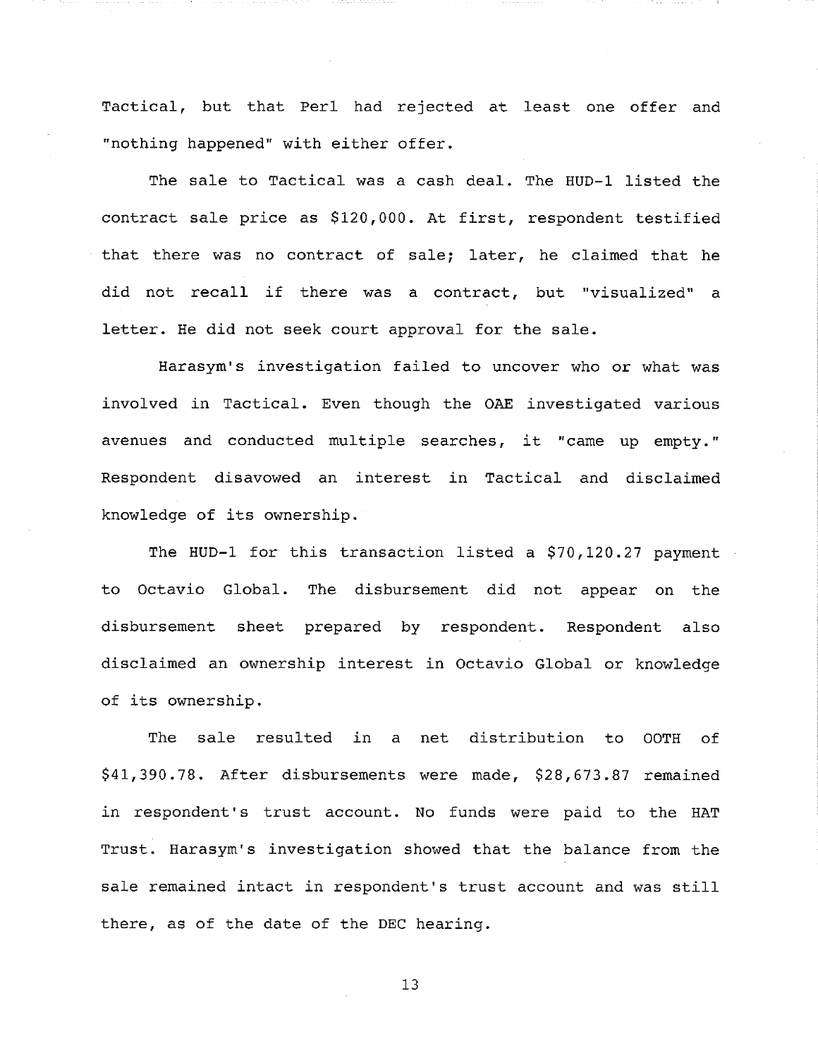Tactical, but that Perl had rejected at least one offer and "nothing happened" with either offer.

The sale to Tactical was a cash deal. The HUD-1 listed the contract sale price as $120,000. At first, respondent testified that there was no contract of sale; later, he claimed that he did not recall if there was a contract, but "visualized" a letter. He did not seek court approval for the sale.

Harasym's investigation failed to uncover who or what was involved in Tactical. Even though the OAE investigated various avenues and conducted multiple searches, it "came up empty." Respondent disavowed an interest in Tactical and disclaimed knowledge of its ownership.

The HUD-1 for this transaction listed a $70,120.27 payment to Octavio Global. The disbursement did not appear on the disbursement sheet prepared by respondent. Respondent also disclaimed an ownership interest in Octavio Global or knowledge of its ownership.

The sale resulted in a net distribution to OOTH of $41,390.78. After disbursements were made, $28,673.87 remained in respondent's trust account. No funds were paid to the HAT Trust. Harasym's investigation showed that the balance from the sale remained intact in respondent's trust account and was still there, as of the date of the DEC hearing.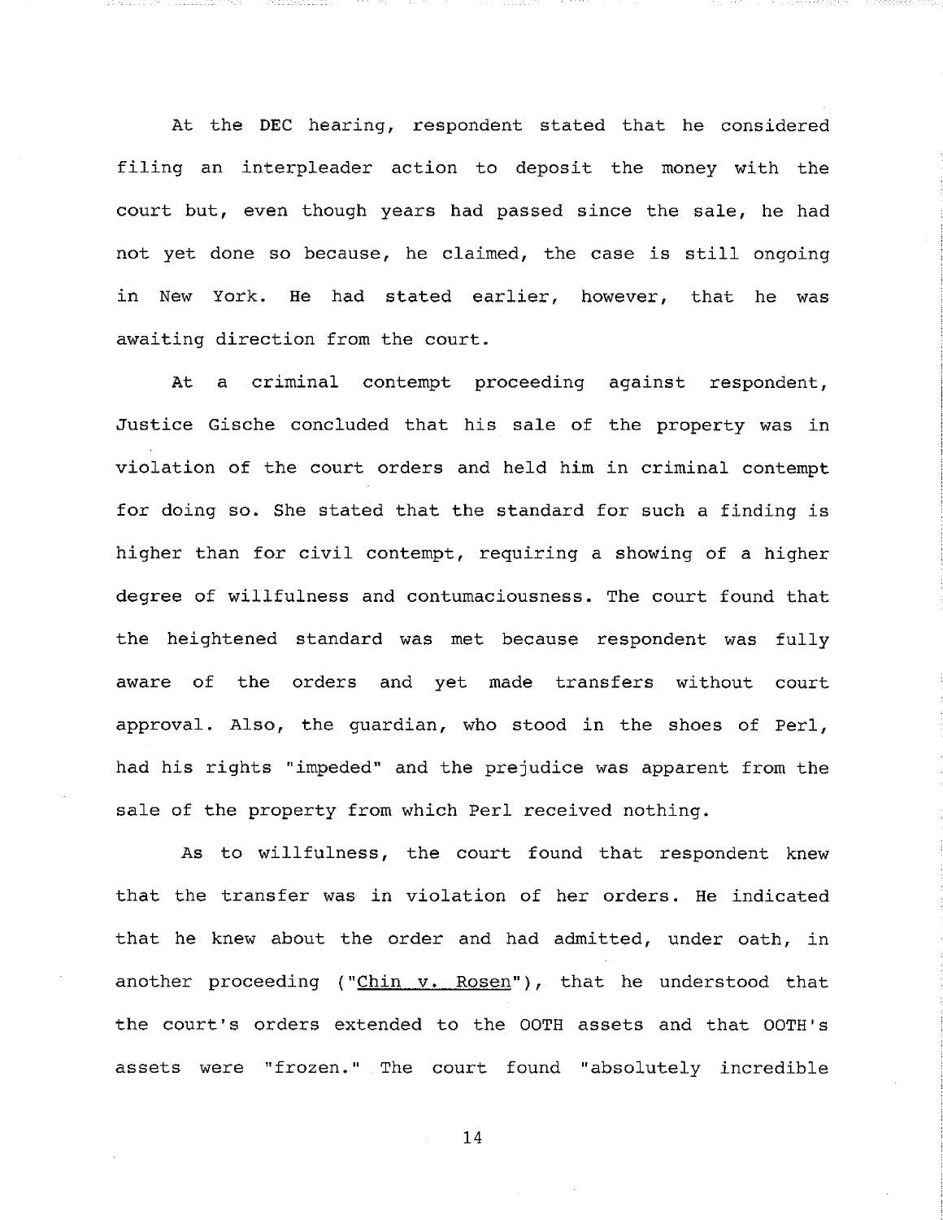At the DEC hearing, respondent stated that he considered filing an interpleader action to deposit the money with the court but, even though years had passed since the sale, he had not yet done so because, he claimed, the case is still ongoing in New York. He had stated earlier, however, that he was awaiting direction from the court.

At a criminal contempt proceeding against respondent, Justice Gische concluded that his sale of the property was in violation of the court orders and held him in criminal contempt for doing so. She stated that the standard for such a finding is higher than for civil contempt, requiring a showing of a higher degree of willfulness and contumaciousness. The court found that the heightened standard was met because respondent was fully aware of the orders and yet made transfers without court approval. Also, the guardian, who stood in the shoes of Perl, had his rights "impeded" and the prejudice was apparent from the sale of the property from which Perl received nothing.

As to willfulness, the court found that respondent knew that the transfer was in violation of her orders. He indicated that he knew about the order and had admitted, under oath, in another proceeding ("Chin v. Rosen"), that he understood that the court's orders extended to the OOTH assets and that OOTH's assets were "frozen." The court found "absolutely incredible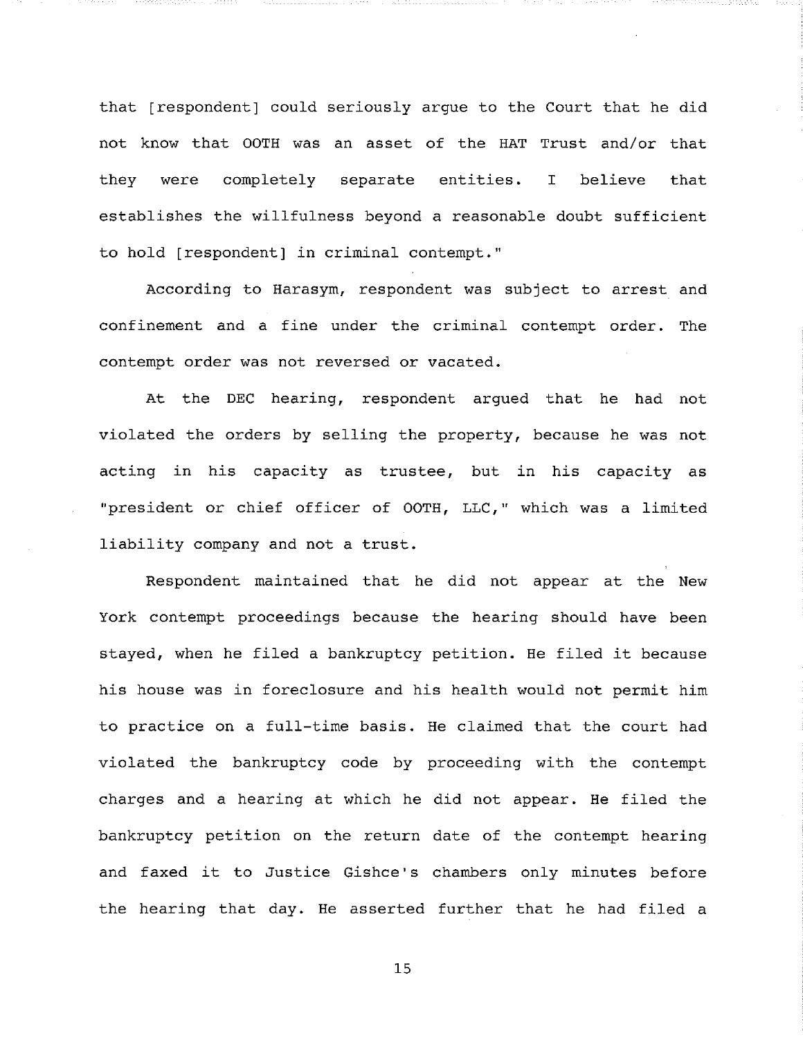that [respondent] could seriously argue to the Court that he did not know that OOTH was an asset of the HAT Trust and/or that they were completely separate entities. I believe that establishes the willfulness beyond a reasonable doubt sufficient to hold [respondent] in criminal contempt."

According to Harasym, respondent was subject to arrest and confinement and a fine under the criminal contempt order. The contempt order was not reversed or vacated.

At the DEC hearing, respondent argued that he had not violated the orders by selling the property, because he was not acting in his capacity as trustee, but in his capacity as "president or chief officer of OOTH, LLC," which was a limited liability company and not a trust.

Respondent maintained that he did not appear at the New York contempt proceedings because the hearing should have been stayed, when he filed a bankruptcy petition. He filed it because his house was in foreclosure and his health would not permit him to practice on a full-time basis. He claimed that the court had violated the bankruptcy code by proceeding with the contempt charges and a hearing at which he did not appear. He filed the bankruptcy petition on the return date of the contempt hearing and faxed it to Justice Gishce's chambers only minutes before the hearing that day. He asserted further that he had filed a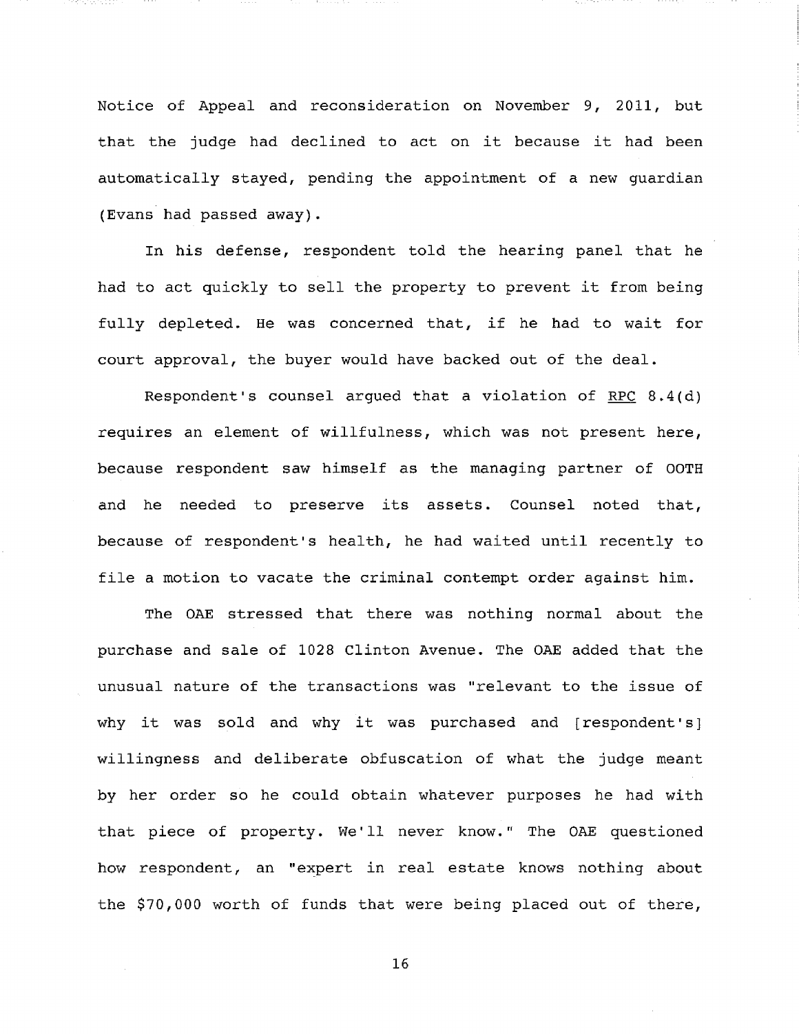Notice of Appeal and reconsideration on November 9, 2011, but that the judge had declined to act on it because it had been automatically stayed, pending the appointment of a new guardian (Evans had passed away).

In his defense, respondent told the hearing panel that he had to act quickly to sell the property to prevent it from being fully depleted. He was concerned that, if he had to wait for court approval, the buyer would have backed out of the deal.

Respondent's counsel argued that a violation of RPC 8.4(d) requires an element of willfulness, which was not present here, because respondent saw himself as the managing partner of OOTH and he needed to preserve its assets. Counsel noted that, because of respondent's health, he had waited until recently to file a motion to vacate the criminal contempt order against him.

The OAE stressed that there was nothing normal about the purchase and sale of 1028 Clinton Avenue. The OAE added that the unusual nature of the transactions was "relevant to the issue of why it was sold and why it was purchased and [respondent's] willingness and deliberate obfuscation of what the judge meant by her order so he could obtain whatever purposes he had with that piece of property. We'll never know." The OAE questioned how respondent, an "expert in real estate knows nothing about the $70,000 worth of funds that were being placed out of there,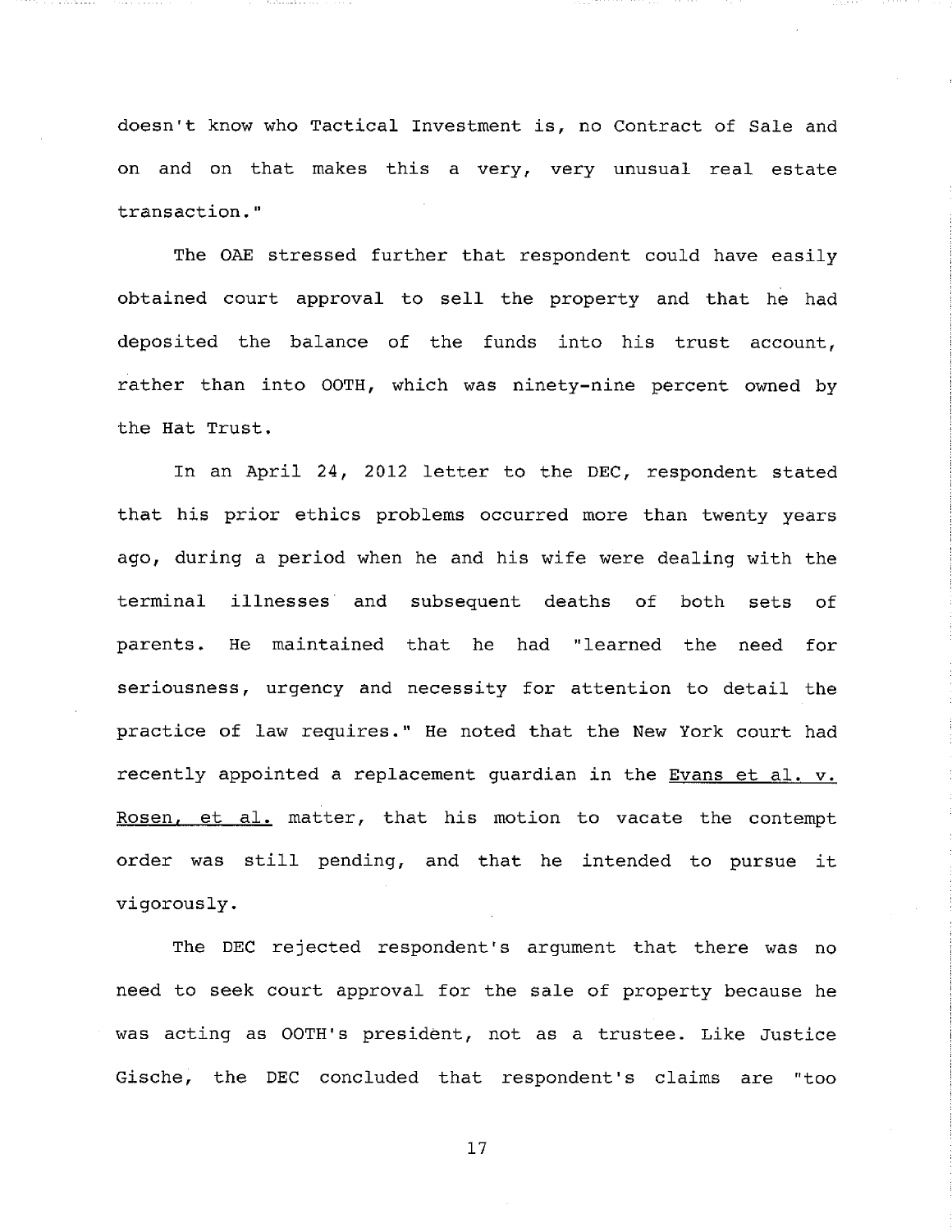doesn't know who Tactical Investment is, no Contract of Sale and on and on that makes this a very, very unusual real estate transaction."

The OAE stressed further that respondent could have easily obtained court approval to sell the property and that he had deposited the balance of the funds into his trust account, rather than into OOTH, which was ninety-nine percent owned by the Hat Trust.

In an April 24, 2012 letter to the DEC, respondent stated that his prior ethics problems occurred more than twenty years ago, during a period when he and his wife were dealing with the terminal illnesses and subsequent deaths of both sets of parents. He maintained that he had "learned the need for seriousness, urgency and necessity for attention to detail the practice of law requires." He noted that the New York court had recently appointed a replacement guardian in the <u>Evans et al. v. Rosen, et al.</u> matter, that his motion to vacate the contempt order was still pending, and that he intended to pursue it vigorously.

The DEC rejected respondent's argument that there was no need to seek court approval for the sale of property because he was acting as OOTH's president, not as a trustee. Like Justice Gische, the DEC concluded that respondent's claims are "too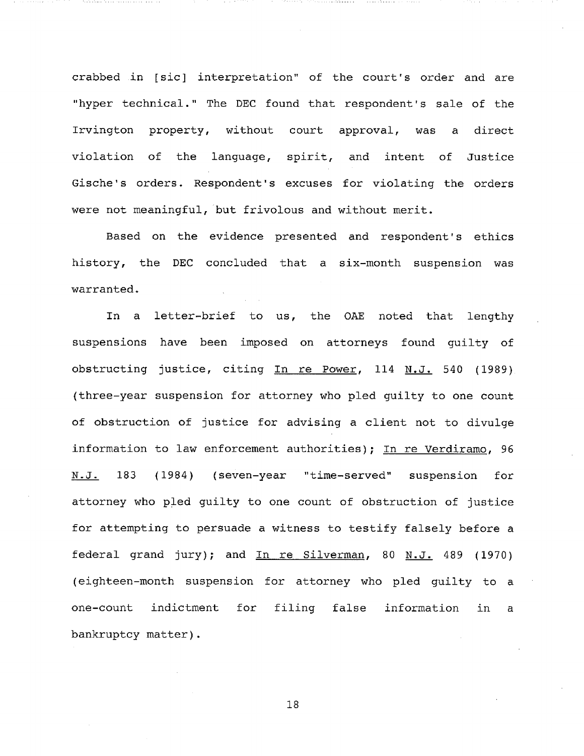crabbed in [sic] interpretation" of the court's order and are "hyper technical." The DEC found that respondent's sale of the Irvington property, without court approval, was a direct violation of the language, spirit, and intent of Justice Gische's orders. Respondent's excuses for violating the orders were not meaningful, but frivolous and without merit.

Based on the evidence presented and respondent's ethics history, the DEC concluded that a six-month suspension was warranted.

In a letter-brief to us, the OAE noted that lengthy suspensions have been imposed on attorneys found guilty of obstructing justice, citing <u>In re Power</u>, 114 <u>N.J.</u> 540 (1989) (three-year suspension for attorney who pled guilty to one count of obstruction of justice for advising a client not to divulge information to law enforcement authorities); <u>In re Verdiramo</u>, 96 <u>N.J.</u> 183 (1984) (seven-year "time-served" suspension for attorney who pled guilty to one count of obstruction of justice for attempting to persuade a witness to testify falsely before a federal grand jury); and <u>In re Silverman</u>, 80 <u>N.J.</u> 489 (1970) (eighteen-month suspension for attorney who pled guilty to a one-count indictment for filing false information in a bankruptcy matter).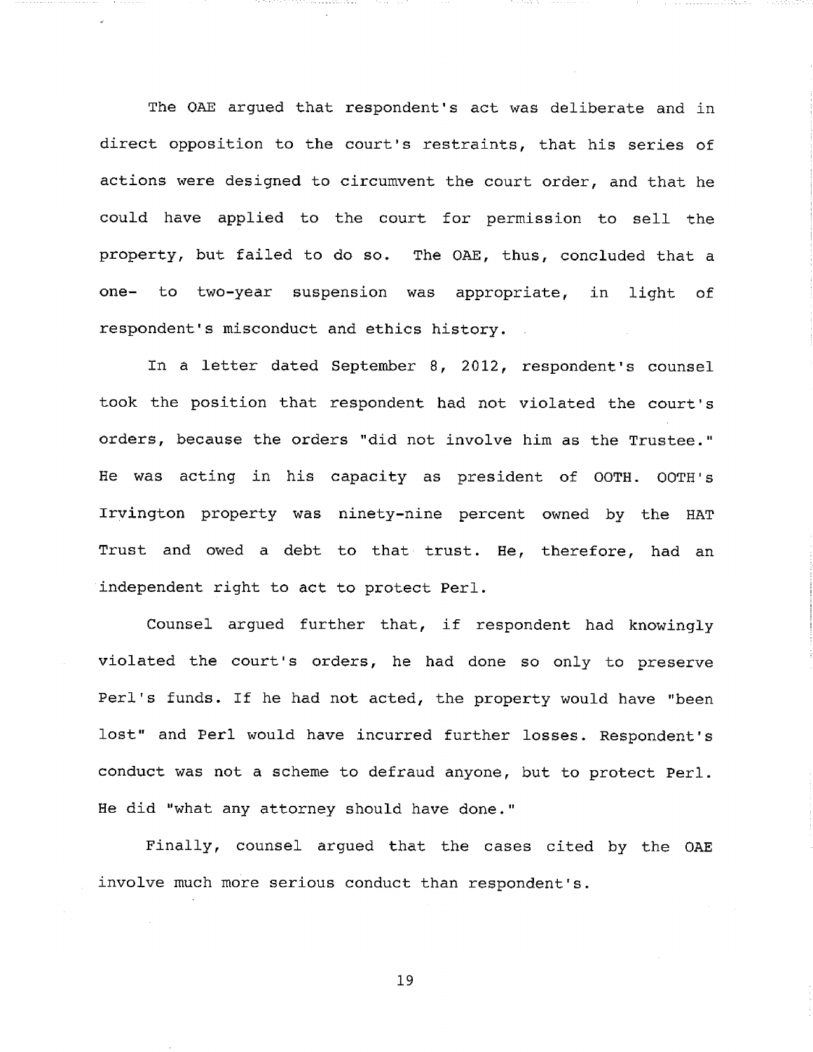The OAE argued that respondent's act was deliberate and in direct opposition to the court's restraints, that his series of actions were designed to circumvent the court order, and that he could have applied to the court for permission to sell the property, but failed to do so. The OAE, thus, concluded that a one- to two-year suspension was appropriate, in light of respondent's misconduct and ethics history.

In a letter dated September 8, 2012, respondent's counsel took the position that respondent had not violated the court's orders, because the orders "did not involve him as the Trustee." He was acting in his capacity as president of OOTH. OOTH's Irvington property was ninety-nine percent owned by the HAT Trust and owed a debt to that trust. He, therefore, had an independent right to act to protect Perl.

Counsel argued further that, if respondent had knowingly violated the court's orders, he had done so only to preserve Perl's funds. If he had not acted, the property would have "been lost" and Perl would have incurred further losses. Respondent's conduct was not a scheme to defraud anyone, but to protect Perl. He did "what any attorney should have done."

Finally, counsel argued that the cases cited by the OAE involve much more serious conduct than respondent's.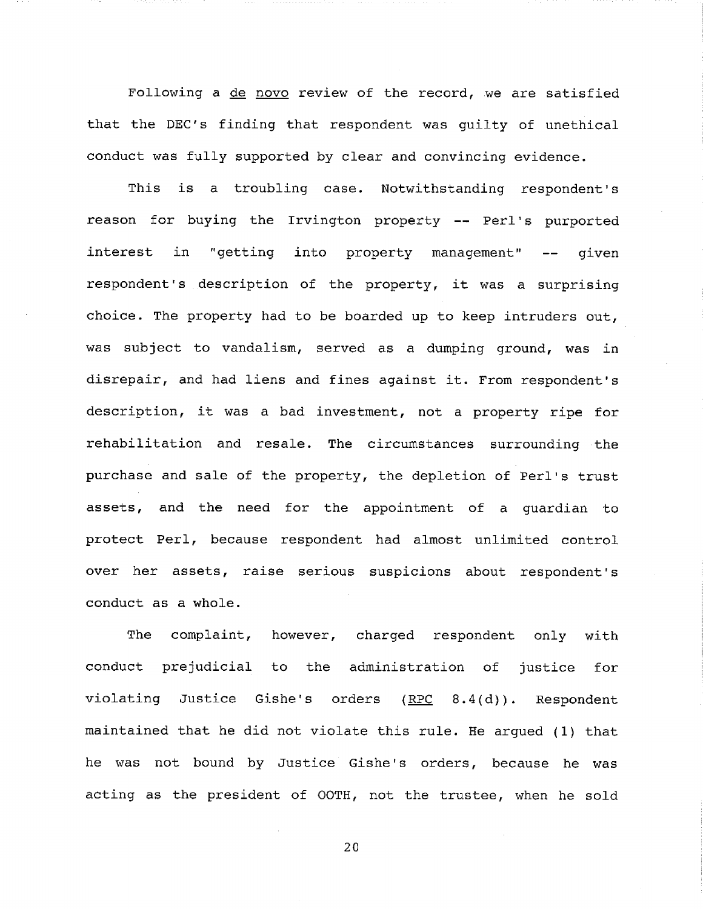Following a _de novo_ review of the record, we are satisfied that the DEC's finding that respondent was guilty of unethical conduct was fully supported by clear and convincing evidence.

This is a troubling case. Notwithstanding respondent's reason for buying the Irvington property -- Perl's purported interest in "getting into property management" -- given respondent's description of the property, it was a surprising choice. The property had to be boarded up to keep intruders out, was subject to vandalism, served as a dumping ground, was in disrepair, and had liens and fines against it. From respondent's description, it was a bad investment, not a property ripe for rehabilitation and resale. The circumstances surrounding the purchase and sale of the property, the depletion of Perl's trust assets, and the need for the appointment of a guardian to protect Perl, because respondent had almost unlimited control over her assets, raise serious suspicions about respondent's conduct as a whole.

The complaint, however, charged respondent only with conduct prejudicial to the administration of justice for violating Justice Gishe's orders (_RPC_ 8.4(d)). Respondent maintained that he did not violate this rule. He argued (1) that he was not bound by Justice Gishe's orders, because he was acting as the president of OOTH, not the trustee, when he sold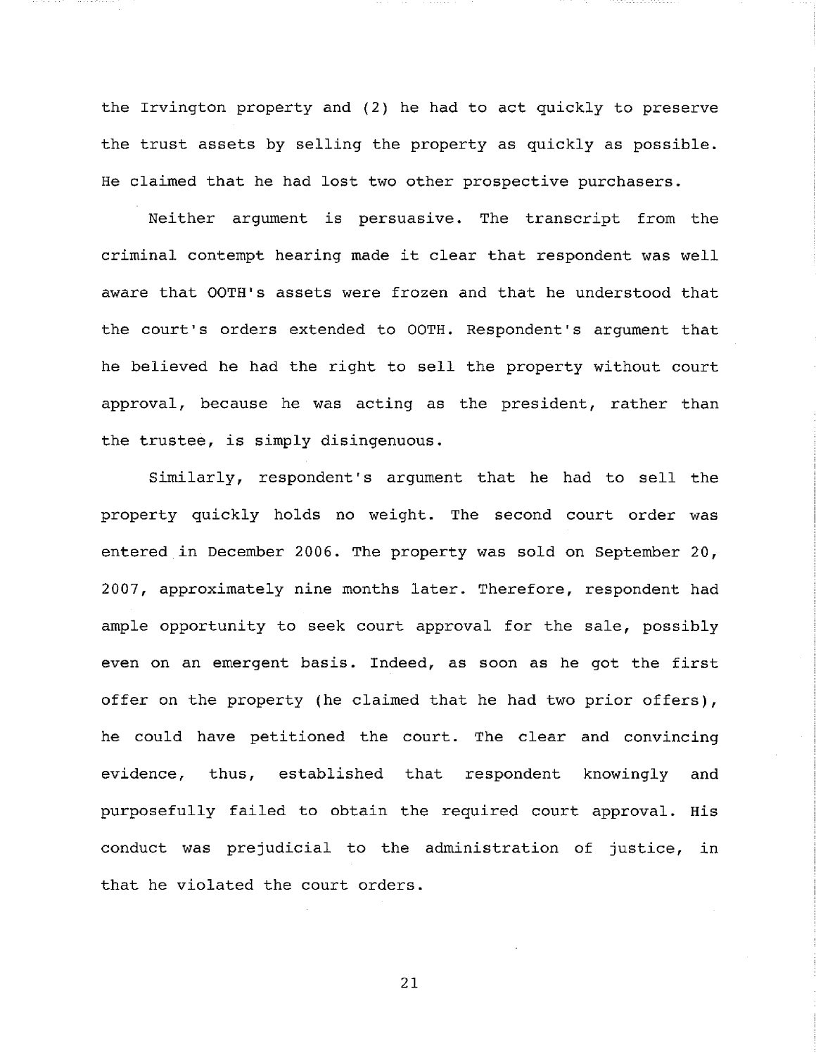the Irvington property and (2) he had to act quickly to preserve the trust assets by selling the property as quickly as possible. He claimed that he had lost two other prospective purchasers.

Neither argument is persuasive. The transcript from the criminal contempt hearing made it clear that respondent was well aware that OOTH's assets were frozen and that he understood that the court's orders extended to OOTH. Respondent's argument that he believed he had the right to sell the property without court approval, because he was acting as the president, rather than the trustee, is simply disingenuous.

Similarly, respondent's argument that he had to sell the property quickly holds no weight. The second court order was entered in December 2006. The property was sold on September 20, 2007, approximately nine months later. Therefore, respondent had ample opportunity to seek court approval for the sale, possibly even on an emergent basis. Indeed, as soon as he got the first offer on the property (he claimed that he had two prior offers), he could have petitioned the court. The clear and convincing evidence, thus, established that respondent knowingly and purposefully failed to obtain the required court approval. His conduct was prejudicial to the administration of justice, in that he violated the court orders.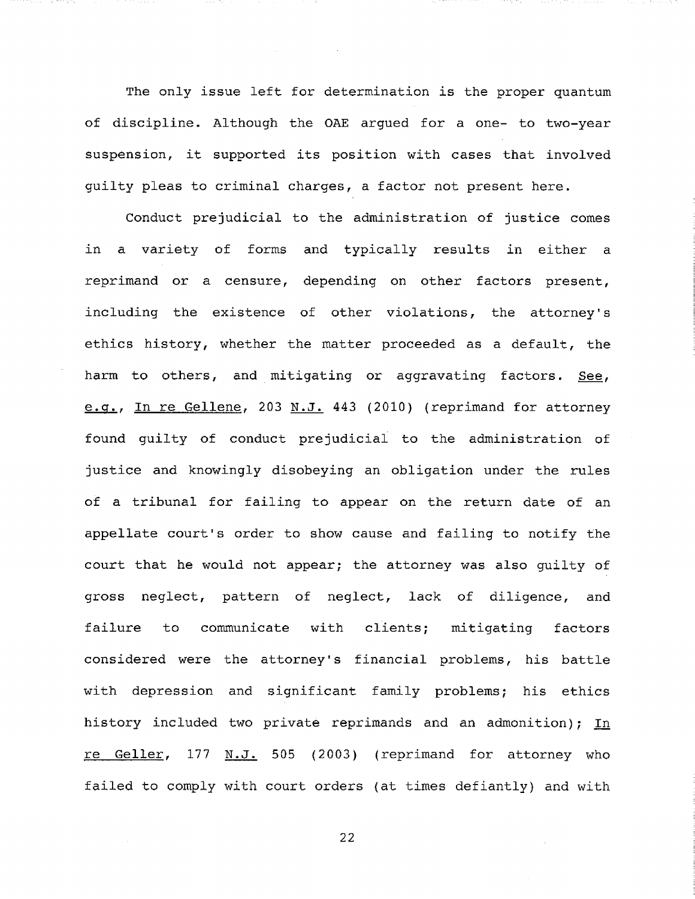The only issue left for determination is the proper quantum of discipline. Although the OAE argued for a one- to two-year suspension, it supported its position with cases that involved guilty pleas to criminal charges, a factor not present here.

Conduct prejudicial to the administration of justice comes in a variety of forms and typically results in either a reprimand or a censure, depending on other factors present, including the existence of other violations, the attorney's ethics history, whether the matter proceeded as a default, the harm to others, and mitigating or aggravating factors. See, e.g., In re Gellene, 203 N.J. 443 (2010) (reprimand for attorney found guilty of conduct prejudicial to the administration of justice and knowingly disobeying an obligation under the rules of a tribunal for failing to appear on the return date of an appellate court's order to show cause and failing to notify the court that he would not appear; the attorney was also guilty of gross neglect, pattern of neglect, lack of diligence, and failure to communicate with clients; mitigating factors considered were the attorney's financial problems, his battle with depression and significant family problems; his ethics history included two private reprimands and an admonition); In re Geller, 177 N.J. 505 (2003) (reprimand for attorney who failed to comply with court orders (at times defiantly) and with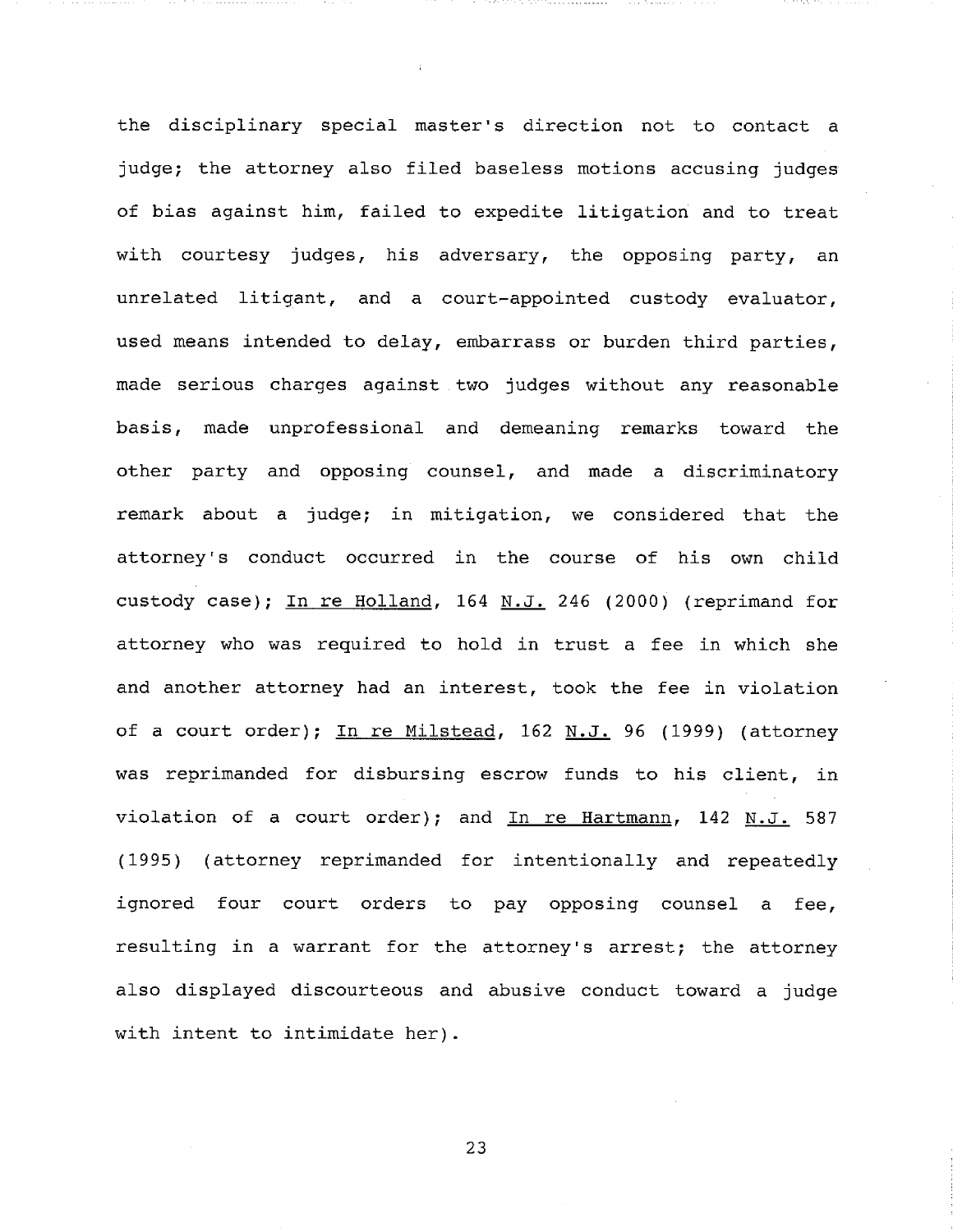the disciplinary special master's direction not to contact a judge; the attorney also filed baseless motions accusing judges of bias against him, failed to expedite litigation and to treat with courtesy judges, his adversary, the opposing party, an unrelated litigant, and a court-appointed custody evaluator, used means intended to delay, embarrass or burden third parties, made serious charges against two judges without any reasonable basis, made unprofessional and demeaning remarks toward the other party and opposing counsel, and made a discriminatory remark about a judge; in mitigation, we considered that the attorney's conduct occurred in the course of his own child custody case); In re Holland, 164 N.J. 246 (2000) (reprimand for attorney who was required to hold in trust a fee in which she and another attorney had an interest, took the fee in violation of a court order); In re Milstead, 162 N.J. 96 (1999) (attorney was reprimanded for disbursing escrow funds to his client, in violation of a court order); and In re Hartmann, 142 N.J. 587 (1995) (attorney reprimanded for intentionally and repeatedly ignored four court orders to pay opposing counsel a fee, resulting in a warrant for the attorney's arrest; the attorney also displayed discourteous and abusive conduct toward a judge with intent to intimidate her).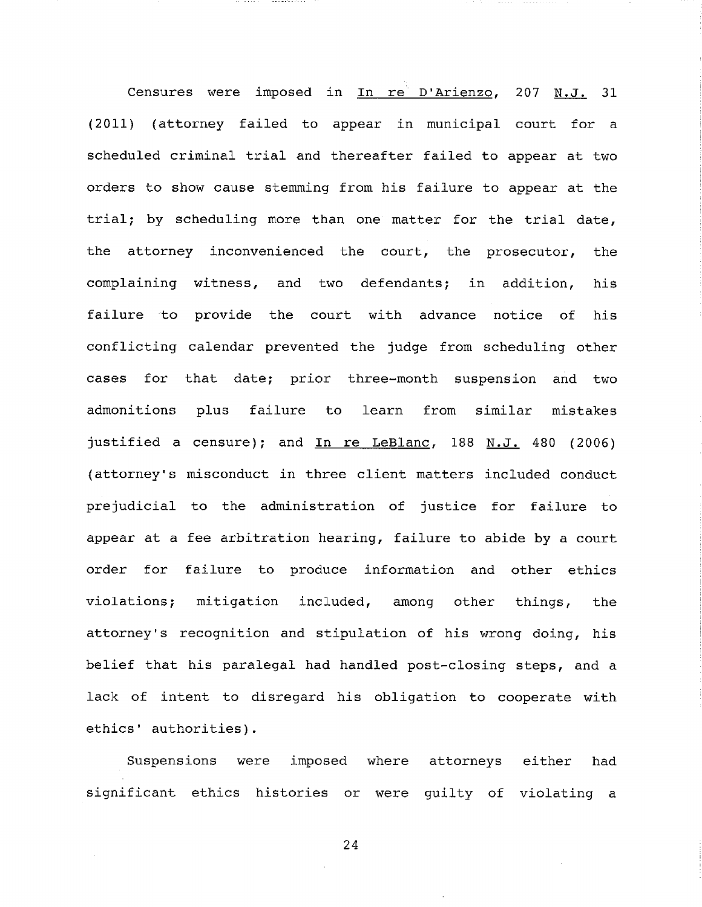Censures were imposed in <u>In re D'Arienzo</u>, 207 <u>N.J.</u> 31 (2011) (attorney failed to appear in municipal court for a scheduled criminal trial and thereafter failed to appear at two orders to show cause stemming from his failure to appear at the trial; by scheduling more than one matter for the trial date, the attorney inconvenienced the court, the prosecutor, the complaining witness, and two defendants; in addition, his failure to provide the court with advance notice of his conflicting calendar prevented the judge from scheduling other cases for that date; prior three-month suspension and two admonitions plus failure to learn from similar mistakes justified a censure); and <u>In re LeBlanc</u>, 188 <u>N.J.</u> 480 (2006) (attorney's misconduct in three client matters included conduct prejudicial to the administration of justice for failure to appear at a fee arbitration hearing, failure to abide by a court order for failure to produce information and other ethics violations; mitigation included, among other things, the attorney's recognition and stipulation of his wrong doing, his belief that his paralegal had handled post-closing steps, and a lack of intent to disregard his obligation to cooperate with ethics' authorities).

Suspensions were imposed where attorneys either had significant ethics histories or were guilty of violating a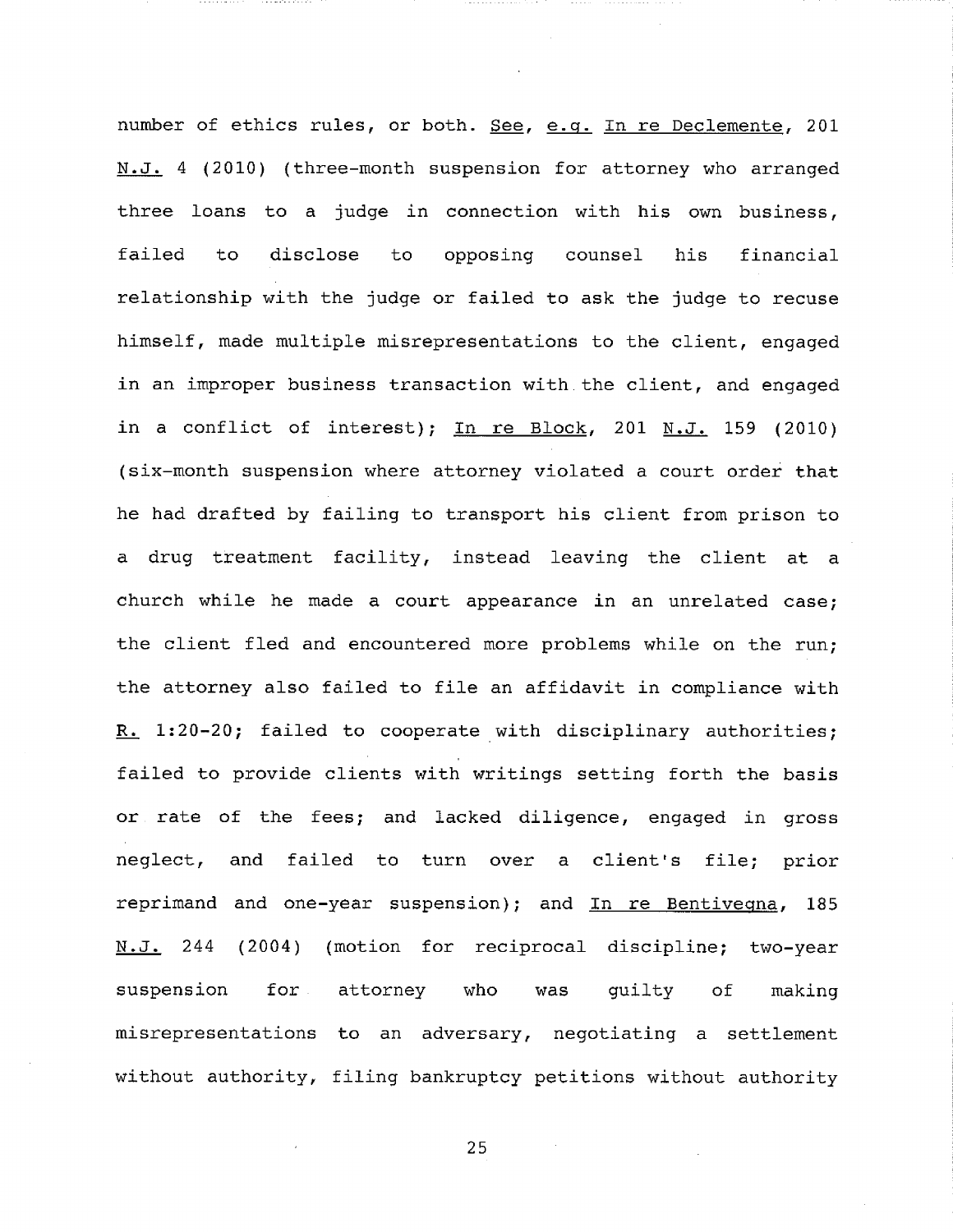number of ethics rules, or both. See, e.g. In re Declemente, 201 N.J. 4 (2010) (three-month suspension for attorney who arranged three loans to a judge in connection with his own business, failed to disclose to opposing counsel his financial relationship with the judge or failed to ask the judge to recuse himself, made multiple misrepresentations to the client, engaged in an improper business transaction with the client, and engaged in a conflict of interest); In re Block, 201 N.J. 159 (2010) (six-month suspension where attorney violated a court order that he had drafted by failing to transport his client from prison to a drug treatment facility, instead leaving the client at a church while he made a court appearance in an unrelated case; the client fled and encountered more problems while on the run; the attorney also failed to file an affidavit in compliance with R. 1:20-20; failed to cooperate with disciplinary authorities; failed to provide clients with writings setting forth the basis or rate of the fees; and lacked diligence, engaged in gross neglect, and failed to turn over a client's file; prior reprimand and one-year suspension); and In re Bentivegna, 185 N.J. 244 (2004) (motion for reciprocal discipline; two-year suspension for attorney who was guilty of making misrepresentations to an adversary, negotiating a settlement without authority, filing bankruptcy petitions without authority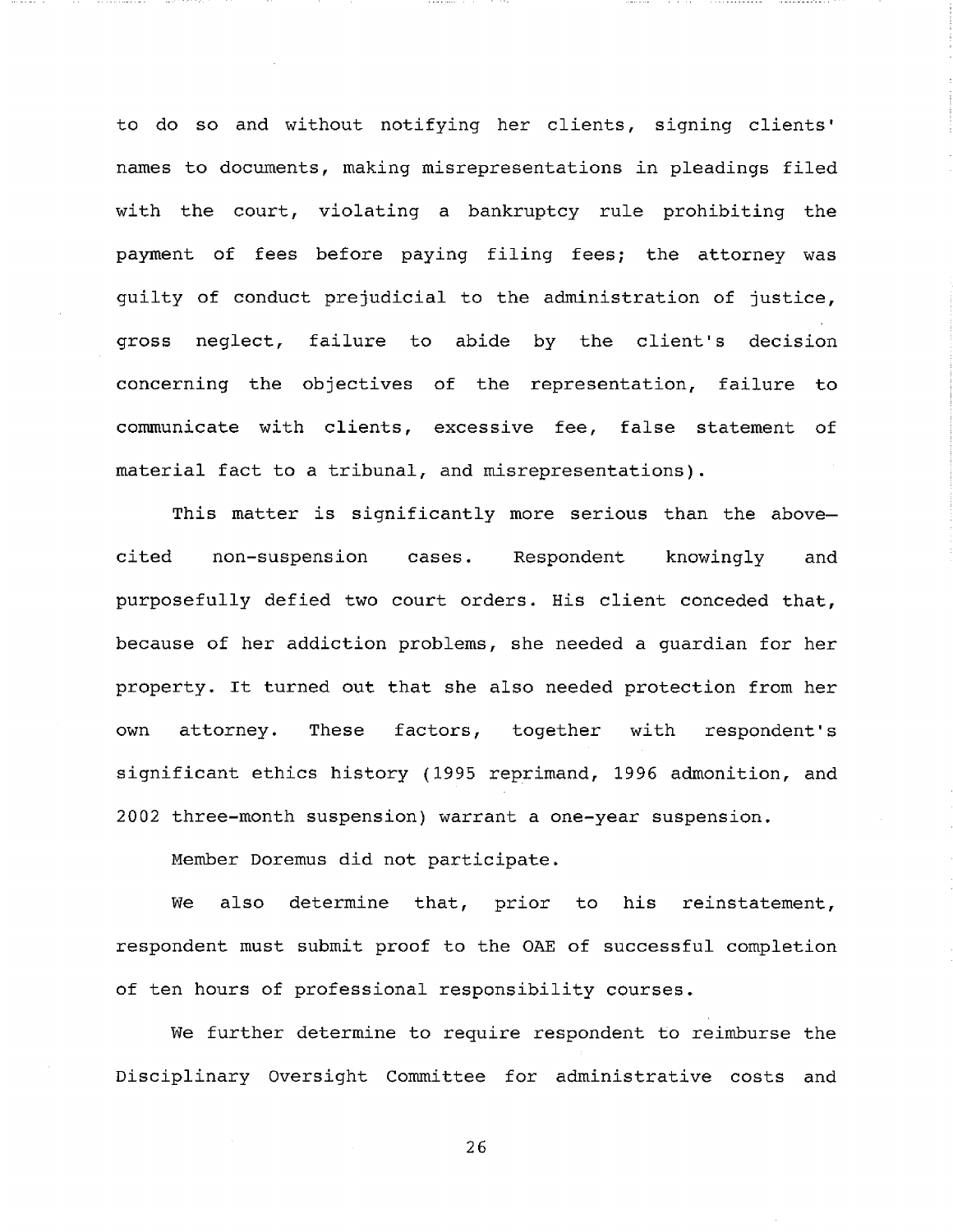to do so and without notifying her clients, signing clients' names to documents, making misrepresentations in pleadings filed with the court, violating a bankruptcy rule prohibiting the payment of fees before paying filing fees; the attorney was guilty of conduct prejudicial to the administration of justice, gross neglect, failure to abide by the client's decision concerning the objectives of the representation, failure to communicate with clients, excessive fee, false statement of material fact to a tribunal, and misrepresentations).

This matter is significantly more serious than the above-cited non-suspension cases. Respondent knowingly and purposefully defied two court orders. His client conceded that, because of her addiction problems, she needed a guardian for her property. It turned out that she also needed protection from her own attorney. These factors, together with respondent's significant ethics history (1995 reprimand, 1996 admonition, and 2002 three-month suspension) warrant a one-year suspension.

Member Doremus did not participate.

We also determine that, prior to his reinstatement, respondent must submit proof to the OAE of successful completion of ten hours of professional responsibility courses.

We further determine to require respondent to reimburse the Disciplinary Oversight Committee for administrative costs and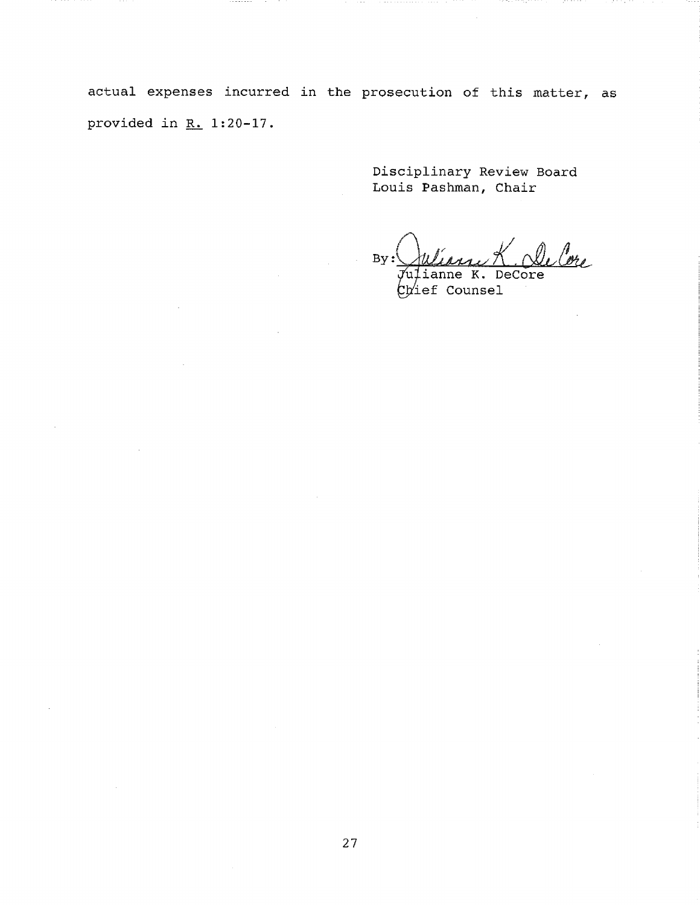actual expenses incurred in the prosecution of this matter, as provided in R. 1:20-17.

Disciplinary Review Board
Louis Pashman, Chair

By: Julianne K. DeCore
Julianne K. DeCore
Chief Counsel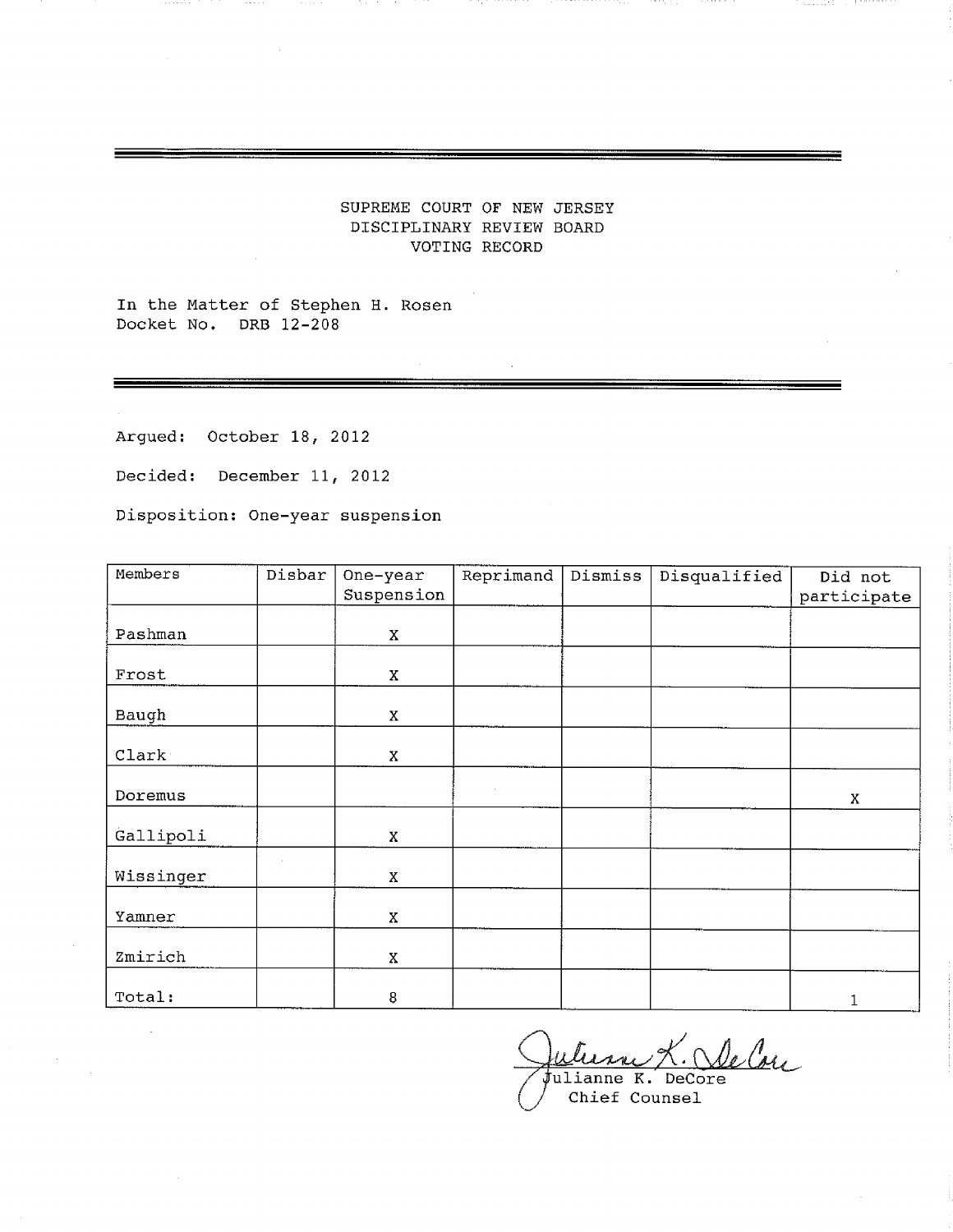SUPREME COURT OF NEW JERSEY
DISCIPLINARY REVIEW BOARD
VOTING RECORD

In the Matter of Stephen H. Rosen
Docket No. DRB 12-208

Argued: October 18, 2012

Decided: December 11, 2012

Disposition: One-year suspension

| Members | Disbar | One-year Suspension | Reprimand | Dismiss | Disqualified | Did not participate |
|---|---|---|---|---|---|---|
| Pashman | | X | | | | |
| Frost | | X | | | | |
| Baugh | | X | | | | |
| Clark | | X | | | | |
| Doremus | | | | | | X |
| Gallipoli | | X | | | | |
| Wissinger | | X | | | | |
| Yamner | | X | | | | |
| Zmirich | | X | | | | |
| Total: | | 8 | | | | 1 |

Julianne K. DeCore
Chief Counsel